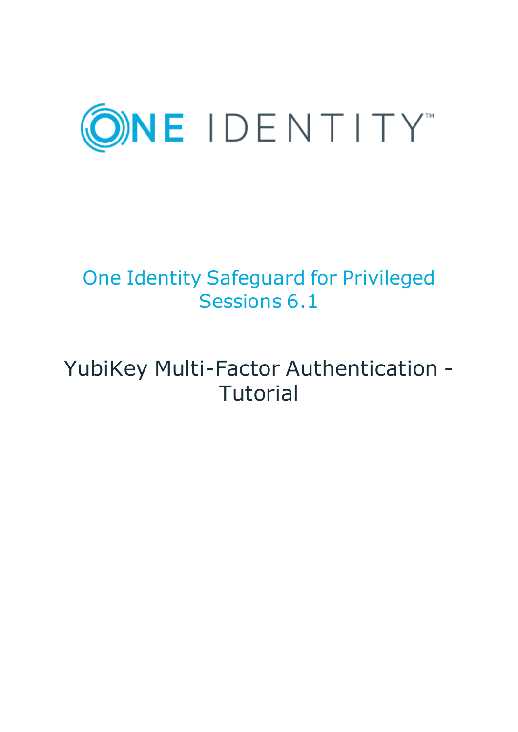ONE IDENTITY™

# One Identity Safeguard for Privileged Sessions 6.1

# YubiKey Multi-Factor Authentication - Tutorial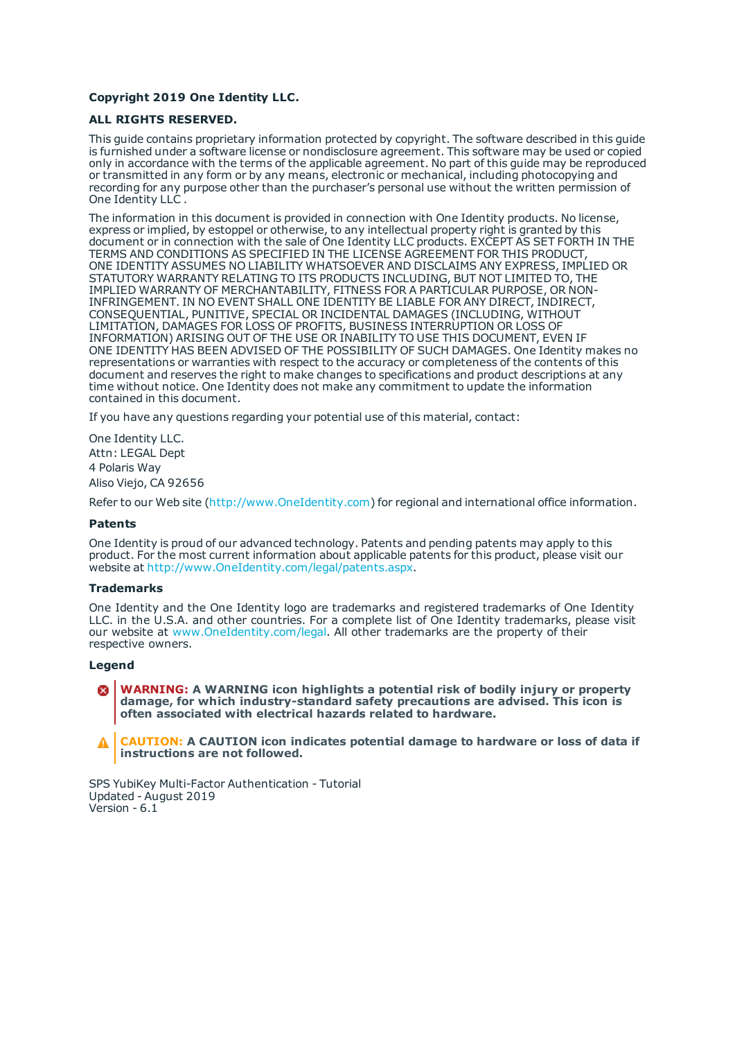**Copyright 2019 One Identity LLC.**

**ALL RIGHTS RESERVED.**

This guide contains proprietary information protected by copyright. The software described in this guide is furnished under a software license or nondisclosure agreement. This software may be used or copied only in accordance with the terms of the applicable agreement. No part of this guide may be reproduced or transmitted in any form or by any means, electronic or mechanical, including photocopying and recording for any purpose other than the purchaser's personal use without the written permission of One Identity LLC .

The information in this document is provided in connection with One Identity products. No license, express or implied, by estoppel or otherwise, to any intellectual property right is granted by this document or in connection with the sale of One Identity LLC products. EXCEPT AS SET FORTH IN THE TERMS AND CONDITIONS AS SPECIFIED IN THE LICENSE AGREEMENT FOR THIS PRODUCT, ONE IDENTITY ASSUMES NO LIABILITY WHATSOEVER AND DISCLAIMS ANY EXPRESS, IMPLIED OR STATUTORY WARRANTY RELATING TO ITS PRODUCTS INCLUDING, BUT NOT LIMITED TO, THE IMPLIED WARRANTY OF MERCHANTABILITY, FITNESS FOR A PARTICULAR PURPOSE, OR NON-INFRINGEMENT. IN NO EVENT SHALL ONE IDENTITY BE LIABLE FOR ANY DIRECT, INDIRECT, CONSEQUENTIAL, PUNITIVE, SPECIAL OR INCIDENTAL DAMAGES (INCLUDING, WITHOUT LIMITATION, DAMAGES FOR LOSS OF PROFITS, BUSINESS INTERRUPTION OR LOSS OF INFORMATION) ARISING OUT OF THE USE OR INABILITY TO USE THIS DOCUMENT, EVEN IF ONE IDENTITY HAS BEEN ADVISED OF THE POSSIBILITY OF SUCH DAMAGES. One Identity makes no representations or warranties with respect to the accuracy or completeness of the contents of this document and reserves the right to make changes to specifications and product descriptions at any time without notice. One Identity does not make any commitment to update the information contained in this document.

If you have any questions regarding your potential use of this material, contact:

One Identity LLC.
Attn: LEGAL Dept
4 Polaris Way
Aliso Viejo, CA 92656

Refer to our Web site (http://www.OneIdentity.com) for regional and international office information.

**Patents**

One Identity is proud of our advanced technology. Patents and pending patents may apply to this product. For the most current information about applicable patents for this product, please visit our website at http://www.OneIdentity.com/legal/patents.aspx.

**Trademarks**

One Identity and the One Identity logo are trademarks and registered trademarks of One Identity LLC. in the U.S.A. and other countries. For a complete list of One Identity trademarks, please visit our website at www.OneIdentity.com/legal. All other trademarks are the property of their respective owners.

**Legend**

**WARNING: A WARNING icon highlights a potential risk of bodily injury or property damage, for which industry-standard safety precautions are advised. This icon is often associated with electrical hazards related to hardware.**

**CAUTION: A CAUTION icon indicates potential damage to hardware or loss of data if instructions are not followed.**

SPS YubiKey Multi-Factor Authentication - Tutorial
Updated - August 2019
Version - 6.1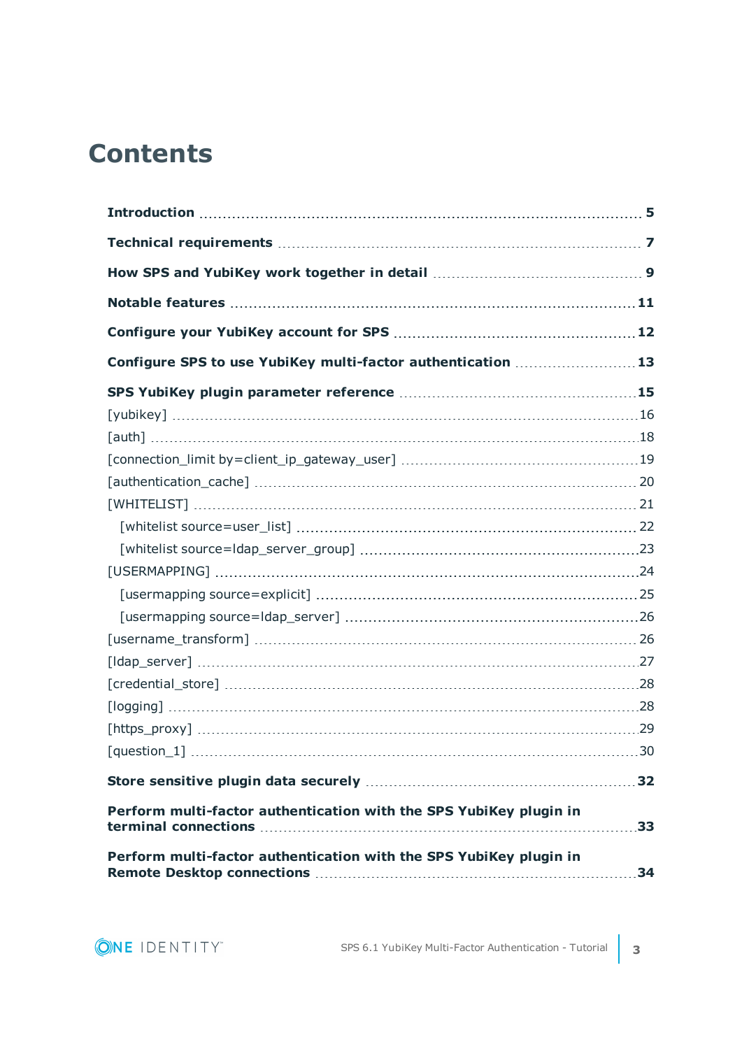# Contents

**Introduction** 5

**Technical requirements** 7

**How SPS and YubiKey work together in detail** 9

**Notable features** 11

**Configure your YubiKey account for SPS** 12

**Configure SPS to use YubiKey multi-factor authentication** 13

**SPS YubiKey plugin parameter reference** 15

- [yubikey] 16
- [auth] 18
- [connection_limit by=client_ip_gateway_user] 19
- [authentication_cache] 20
- [WHITELIST] 21
  - [whitelist source=user_list] 22
  - [whitelist source=ldap_server_group] 23
- [USERMAPPING] 24
  - [usermapping source=explicit] 25
  - [usermapping source=ldap_server] 26
- [username_transform] 26
- [ldap_server] 27
- [credential_store] 28
- [logging] 28
- [https_proxy] 29
- [question_1] 30

**Store sensitive plugin data securely** 32

**Perform multi-factor authentication with the SPS YubiKey plugin in terminal connections** 33

**Perform multi-factor authentication with the SPS YubiKey plugin in Remote Desktop connections** 34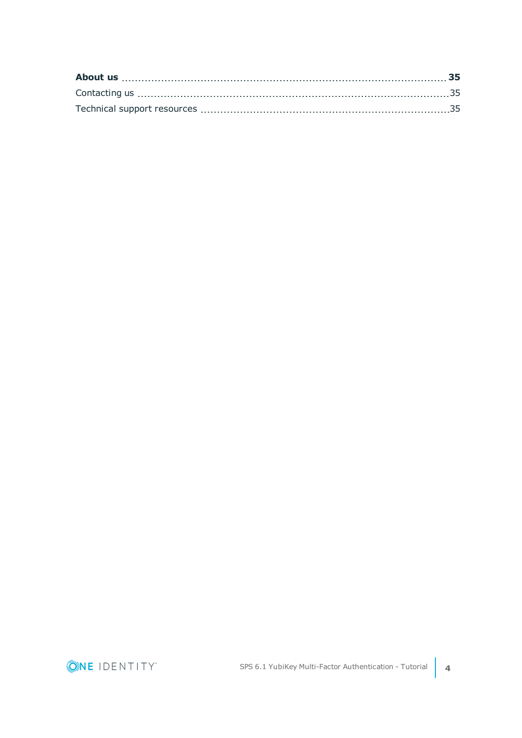**About us** ........................................................................................................ **35**

Contacting us ........................................................................................................ 35

Technical support resources ........................................................................................................ 35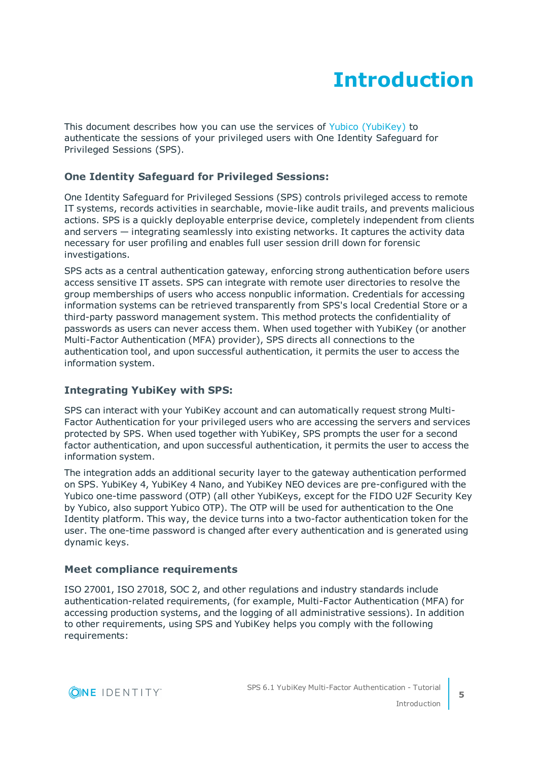# Introduction

This document describes how you can use the services of Yubico (YubiKey) to authenticate the sessions of your privileged users with One Identity Safeguard for Privileged Sessions (SPS).

### One Identity Safeguard for Privileged Sessions:

One Identity Safeguard for Privileged Sessions (SPS) controls privileged access to remote IT systems, records activities in searchable, movie-like audit trails, and prevents malicious actions. SPS is a quickly deployable enterprise device, completely independent from clients and servers — integrating seamlessly into existing networks. It captures the activity data necessary for user profiling and enables full user session drill down for forensic investigations.

SPS acts as a central authentication gateway, enforcing strong authentication before users access sensitive IT assets. SPS can integrate with remote user directories to resolve the group memberships of users who access nonpublic information. Credentials for accessing information systems can be retrieved transparently from SPS's local Credential Store or a third-party password management system. This method protects the confidentiality of passwords as users can never access them. When used together with YubiKey (or another Multi-Factor Authentication (MFA) provider), SPS directs all connections to the authentication tool, and upon successful authentication, it permits the user to access the information system.

### Integrating YubiKey with SPS:

SPS can interact with your YubiKey account and can automatically request strong Multi-Factor Authentication for your privileged users who are accessing the servers and services protected by SPS. When used together with YubiKey, SPS prompts the user for a second factor authentication, and upon successful authentication, it permits the user to access the information system.

The integration adds an additional security layer to the gateway authentication performed on SPS. YubiKey 4, YubiKey 4 Nano, and YubiKey NEO devices are pre-configured with the Yubico one-time password (OTP) (all other YubiKeys, except for the FIDO U2F Security Key by Yubico, also support Yubico OTP). The OTP will be used for authentication to the One Identity platform. This way, the device turns into a two-factor authentication token for the user. The one-time password is changed after every authentication and is generated using dynamic keys.

### Meet compliance requirements

ISO 27001, ISO 27018, SOC 2, and other regulations and industry standards include authentication-related requirements, (for example, Multi-Factor Authentication (MFA) for accessing production systems, and the logging of all administrative sessions). In addition to other requirements, using SPS and YubiKey helps you comply with the following requirements: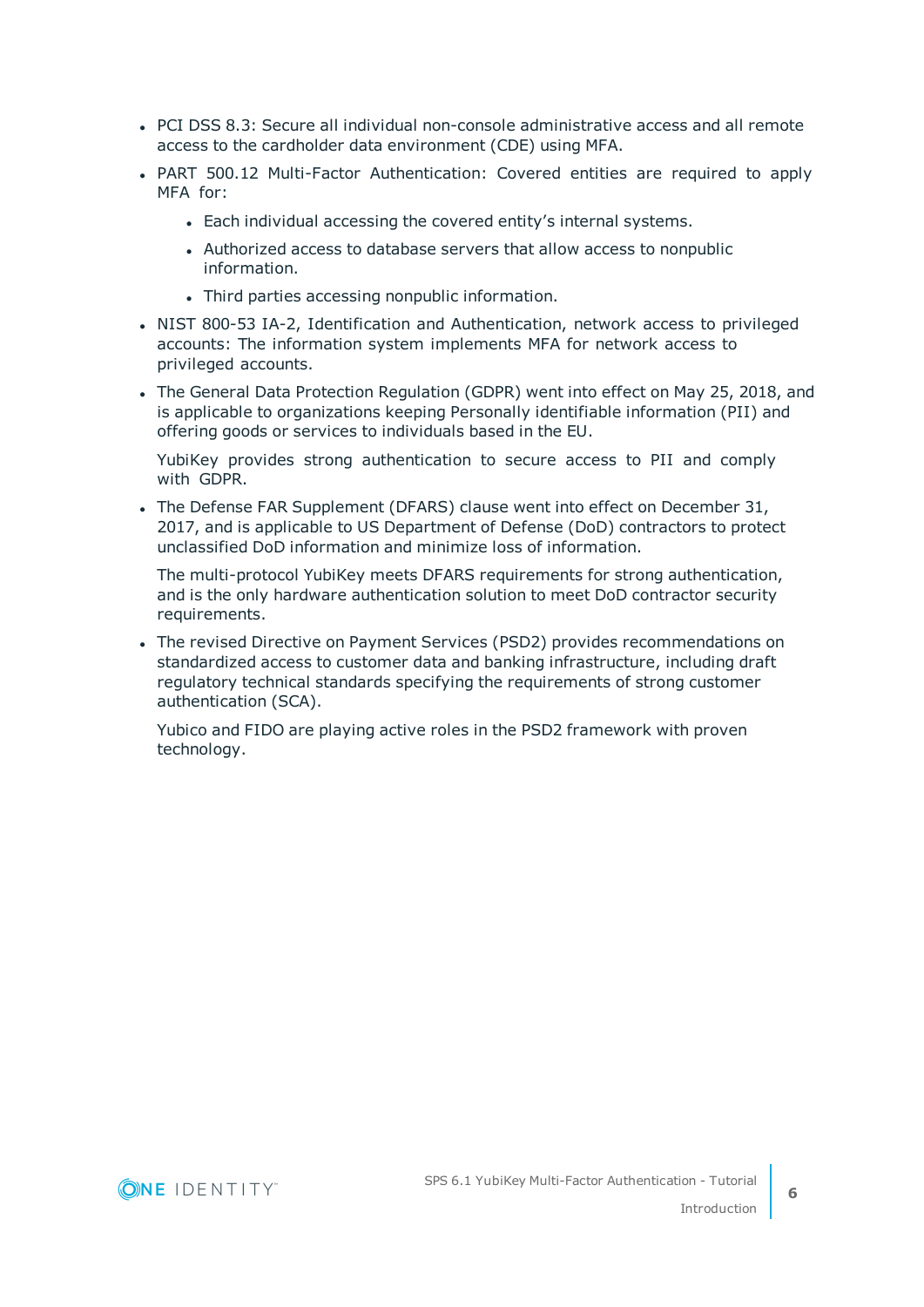- PCI DSS 8.3: Secure all individual non-console administrative access and all remote access to the cardholder data environment (CDE) using MFA.
- PART 500.12 Multi-Factor Authentication: Covered entities are required to apply MFA for:
  - Each individual accessing the covered entity's internal systems.
  - Authorized access to database servers that allow access to nonpublic information.
  - Third parties accessing nonpublic information.
- NIST 800-53 IA-2, Identification and Authentication, network access to privileged accounts: The information system implements MFA for network access to privileged accounts.
- The General Data Protection Regulation (GDPR) went into effect on May 25, 2018, and is applicable to organizations keeping Personally identifiable information (PII) and offering goods or services to individuals based in the EU.

  YubiKey provides strong authentication to secure access to PII and comply with GDPR.
- The Defense FAR Supplement (DFARS) clause went into effect on December 31, 2017, and is applicable to US Department of Defense (DoD) contractors to protect unclassified DoD information and minimize loss of information.

  The multi-protocol YubiKey meets DFARS requirements for strong authentication, and is the only hardware authentication solution to meet DoD contractor security requirements.
- The revised Directive on Payment Services (PSD2) provides recommendations on standardized access to customer data and banking infrastructure, including draft regulatory technical standards specifying the requirements of strong customer authentication (SCA).

  Yubico and FIDO are playing active roles in the PSD2 framework with proven technology.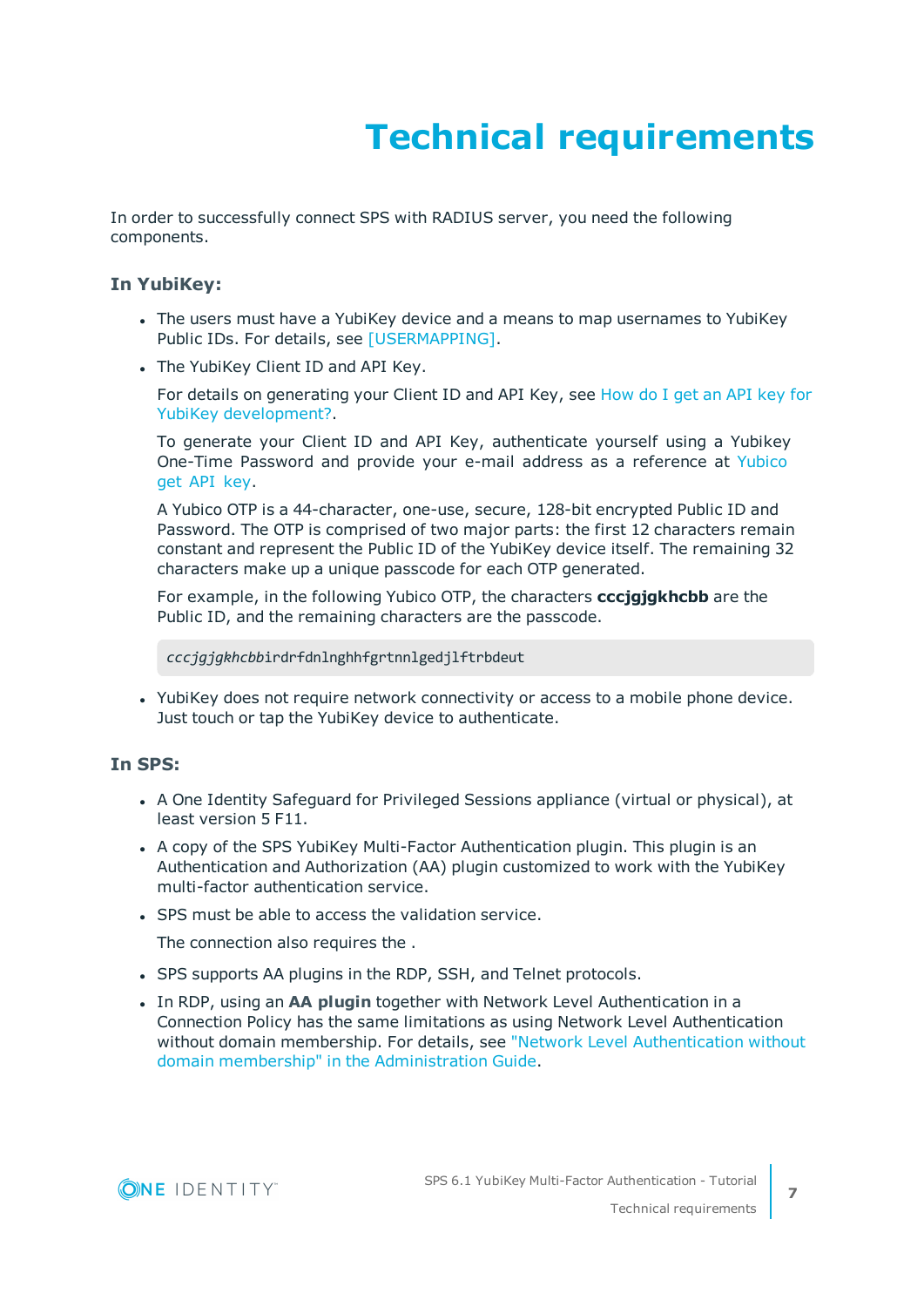# Technical requirements

In order to successfully connect SPS with RADIUS server, you need the following components.

### In YubiKey:

- The users must have a YubiKey device and a means to map usernames to YubiKey Public IDs. For details, see [USERMAPPING].
- The YubiKey Client ID and API Key.

  For details on generating your Client ID and API Key, see How do I get an API key for YubiKey development?.

  To generate your Client ID and API Key, authenticate yourself using a Yubikey One-Time Password and provide your e-mail address as a reference at Yubico get API key.

  A Yubico OTP is a 44-character, one-use, secure, 128-bit encrypted Public ID and Password. The OTP is comprised of two major parts: the first 12 characters remain constant and represent the Public ID of the YubiKey device itself. The remaining 32 characters make up a unique passcode for each OTP generated.

  For example, in the following Yubico OTP, the characters **cccjgjgkhcbb** are the Public ID, and the remaining characters are the passcode.

  ```
  cccjgjgkhcbbirdrfdnlnghhfgrtnnlgedjlftrbdeut
  ```

- YubiKey does not require network connectivity or access to a mobile phone device. Just touch or tap the YubiKey device to authenticate.

### In SPS:

- A One Identity Safeguard for Privileged Sessions appliance (virtual or physical), at least version 5 F11.
- A copy of the SPS YubiKey Multi-Factor Authentication plugin. This plugin is an Authentication and Authorization (AA) plugin customized to work with the YubiKey multi-factor authentication service.
- SPS must be able to access the validation service.

  The connection also requires the .

- SPS supports AA plugins in the RDP, SSH, and Telnet protocols.
- In RDP, using an **AA plugin** together with Network Level Authentication in a Connection Policy has the same limitations as using Network Level Authentication without domain membership. For details, see "Network Level Authentication without domain membership" in the Administration Guide.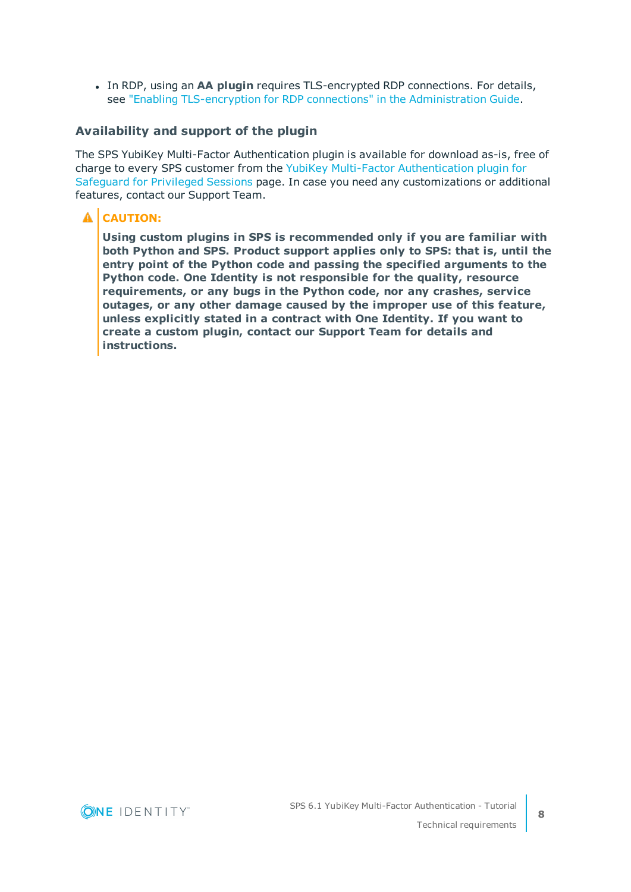- In RDP, using an **AA plugin** requires TLS-encrypted RDP connections. For details, see "Enabling TLS-encryption for RDP connections" in the Administration Guide.

## Availability and support of the plugin

The SPS YubiKey Multi-Factor Authentication plugin is available for download as-is, free of charge to every SPS customer from the YubiKey Multi-Factor Authentication plugin for Safeguard for Privileged Sessions page. In case you need any customizations or additional features, contact our Support Team.

> **CAUTION:**
>
> **Using custom plugins in SPS is recommended only if you are familiar with both Python and SPS. Product support applies only to SPS: that is, until the entry point of the Python code and passing the specified arguments to the Python code. One Identity is not responsible for the quality, resource requirements, or any bugs in the Python code, nor any crashes, service outages, or any other damage caused by the improper use of this feature, unless explicitly stated in a contract with One Identity. If you want to create a custom plugin, contact our Support Team for details and instructions.**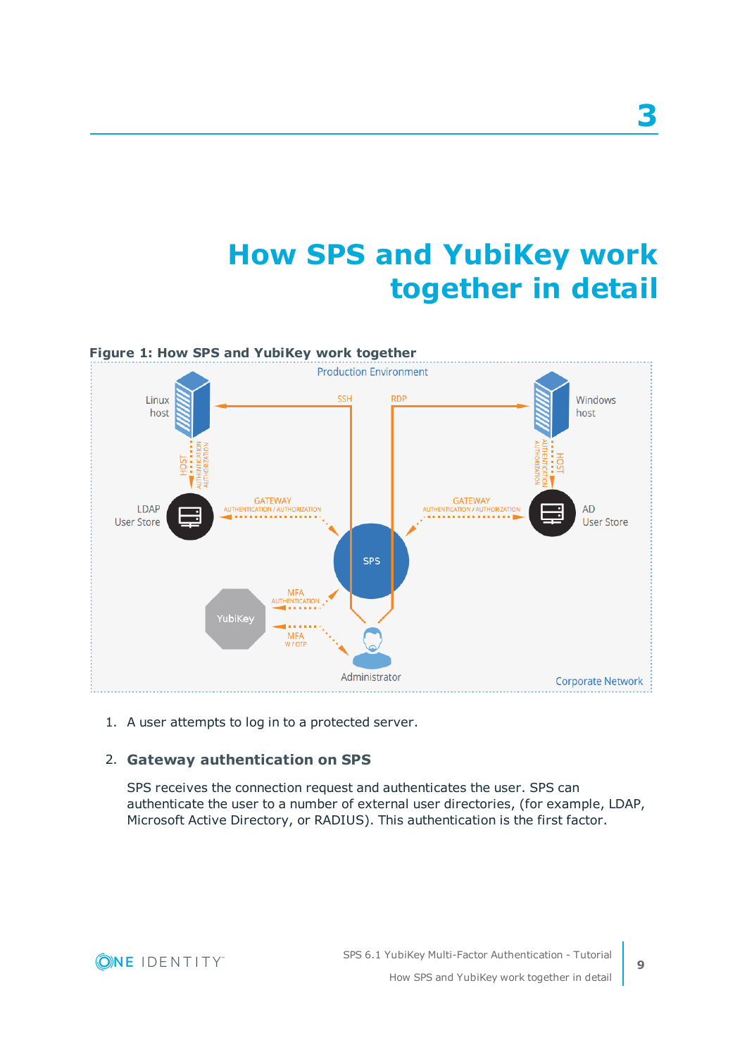# 3

# How SPS and YubiKey work together in detail

**Figure 1: How SPS and YubiKey work together**

Production Environment

Linux host

SSH

RDP

Windows host

HOST AUTHENTICATION AUTHORIZATION

LDAP User Store

GATEWAY AUTHENTICATION / AUTHORIZATION

SPS

GATEWAY AUTHENTICATION / AUTHORIZATION

AD User Store

YubiKey

MFA AUTHENTICATION

MFA W / OTP

Administrator

Corporate Network

1. A user attempts to log in to a protected server.

2. **Gateway authentication on SPS**

   SPS receives the connection request and authenticates the user. SPS can authenticate the user to a number of external user directories, (for example, LDAP, Microsoft Active Directory, or RADIUS). This authentication is the first factor.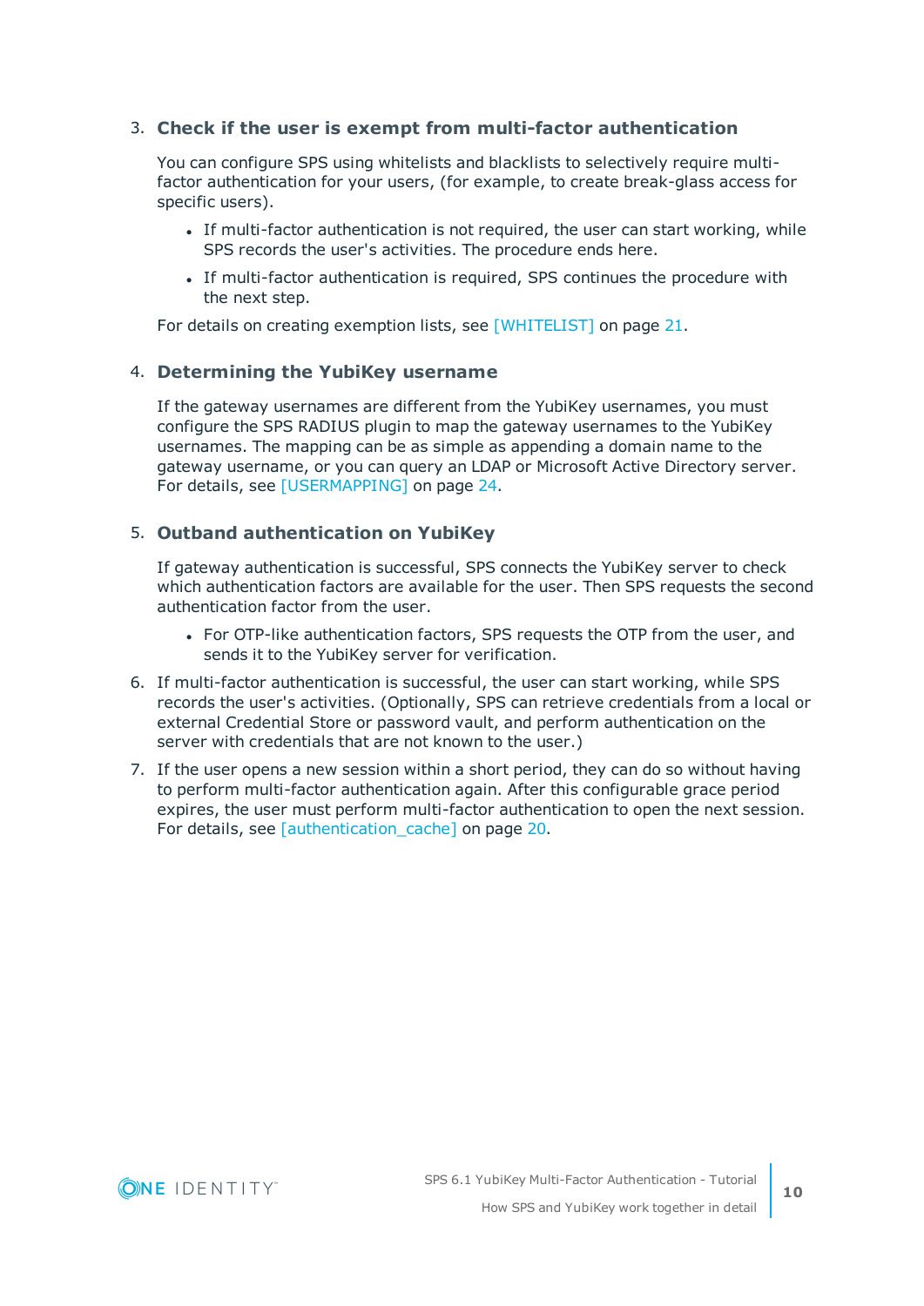3. **Check if the user is exempt from multi-factor authentication**

   You can configure SPS using whitelists and blacklists to selectively require multi-factor authentication for your users, (for example, to create break-glass access for specific users).

   - If multi-factor authentication is not required, the user can start working, while SPS records the user's activities. The procedure ends here.
   - If multi-factor authentication is required, SPS continues the procedure with the next step.

   For details on creating exemption lists, see [WHITELIST] on page 21.

4. **Determining the YubiKey username**

   If the gateway usernames are different from the YubiKey usernames, you must configure the SPS RADIUS plugin to map the gateway usernames to the YubiKey usernames. The mapping can be as simple as appending a domain name to the gateway username, or you can query an LDAP or Microsoft Active Directory server. For details, see [USERMAPPING] on page 24.

5. **Outband authentication on YubiKey**

   If gateway authentication is successful, SPS connects the YubiKey server to check which authentication factors are available for the user. Then SPS requests the second authentication factor from the user.

   - For OTP-like authentication factors, SPS requests the OTP from the user, and sends it to the YubiKey server for verification.

6. If multi-factor authentication is successful, the user can start working, while SPS records the user's activities. (Optionally, SPS can retrieve credentials from a local or external Credential Store or password vault, and perform authentication on the server with credentials that are not known to the user.)

7. If the user opens a new session within a short period, they can do so without having to perform multi-factor authentication again. After this configurable grace period expires, the user must perform multi-factor authentication to open the next session. For details, see [authentication_cache] on page 20.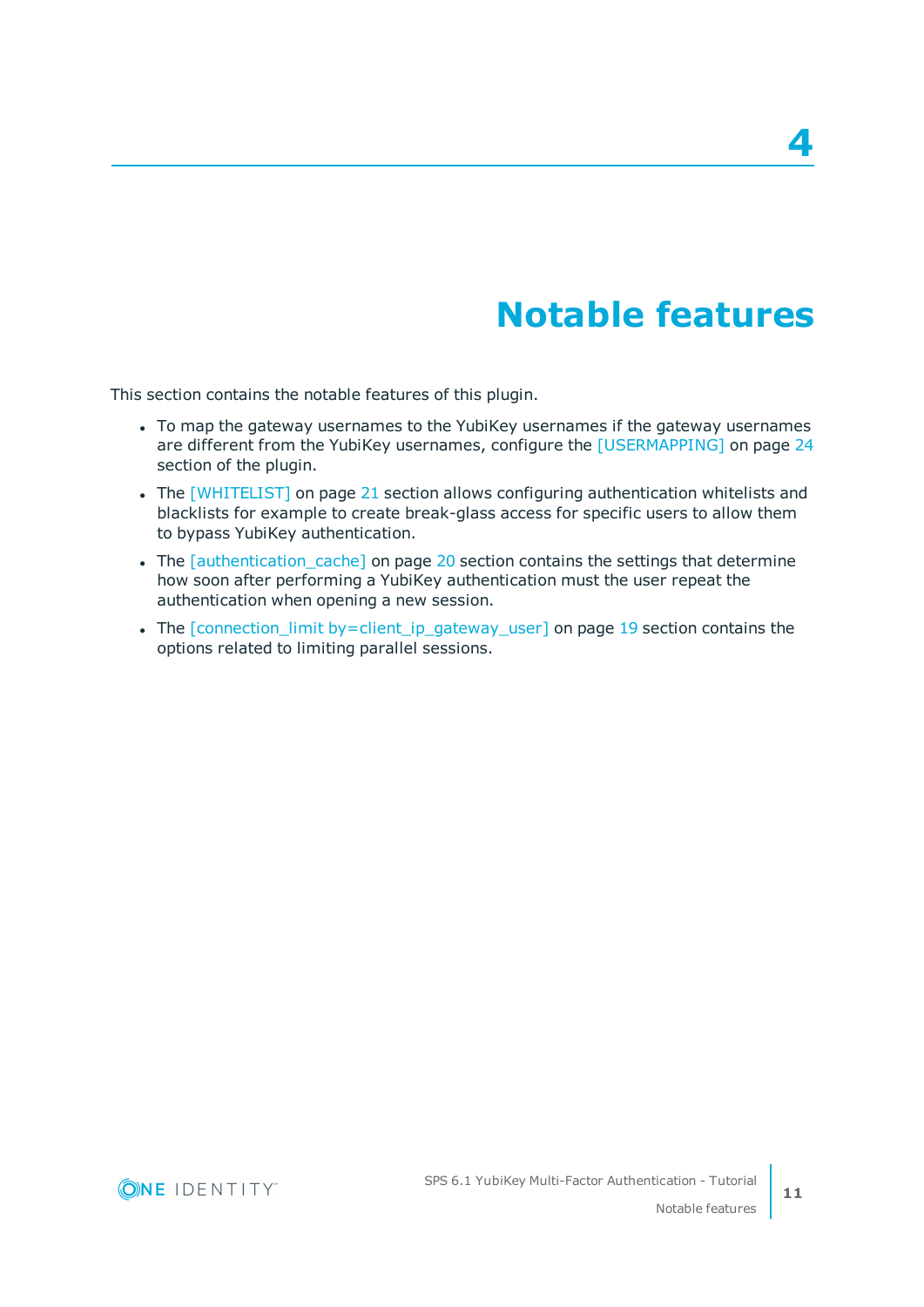# 4 Notable features

This section contains the notable features of this plugin.

- To map the gateway usernames to the YubiKey usernames if the gateway usernames are different from the YubiKey usernames, configure the [USERMAPPING] on page 24 section of the plugin.
- The [WHITELIST] on page 21 section allows configuring authentication whitelists and blacklists for example to create break-glass access for specific users to allow them to bypass YubiKey authentication.
- The [authentication_cache] on page 20 section contains the settings that determine how soon after performing a YubiKey authentication must the user repeat the authentication when opening a new session.
- The [connection_limit by=client_ip_gateway_user] on page 19 section contains the options related to limiting parallel sessions.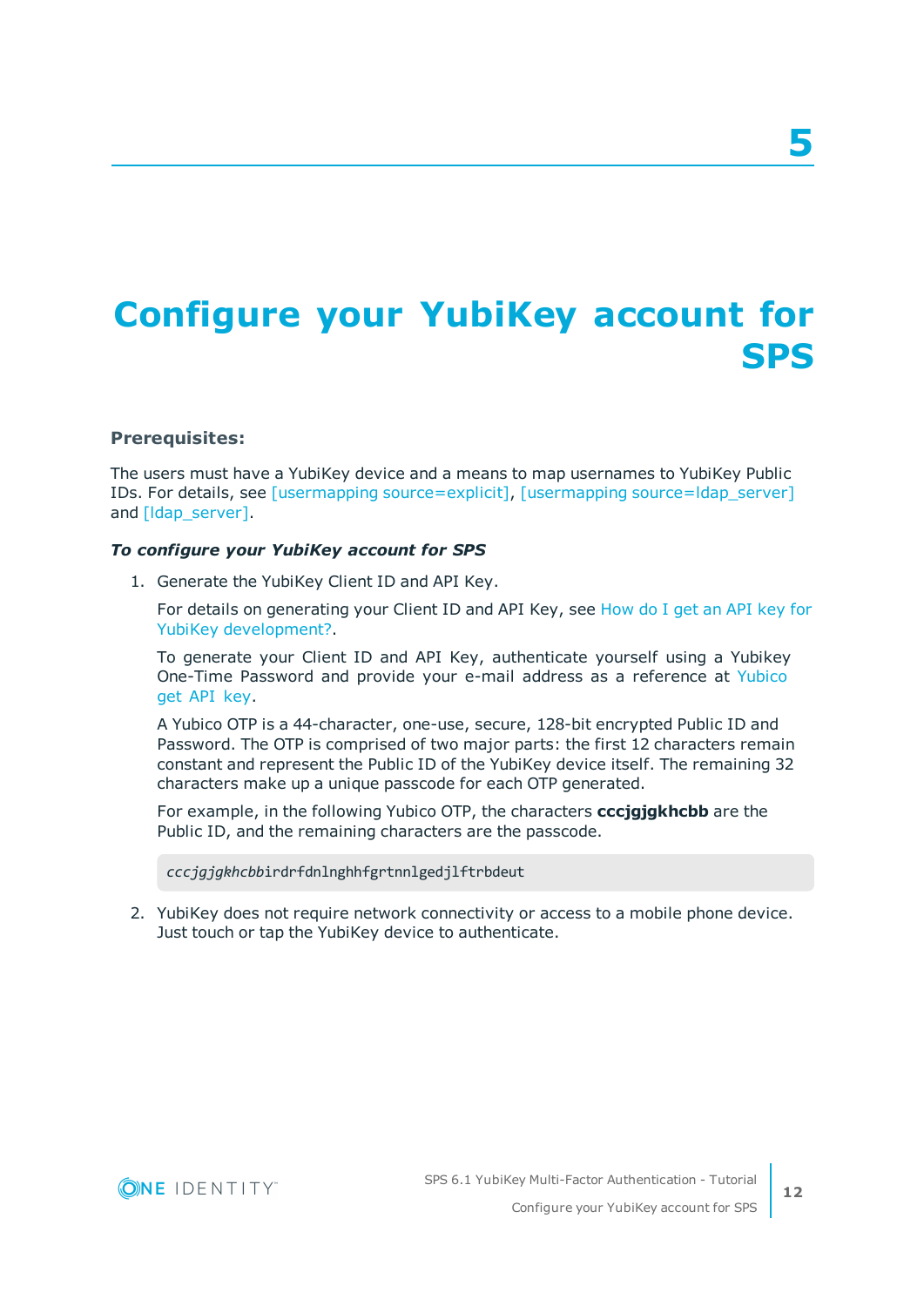# 5

# Configure your YubiKey account for SPS

**Prerequisites:**

The users must have a YubiKey device and a means to map usernames to YubiKey Public IDs. For details, see [usermapping source=explicit], [usermapping source=ldap_server] and [ldap_server].

***To configure your YubiKey account for SPS***

1. Generate the YubiKey Client ID and API Key.

   For details on generating your Client ID and API Key, see How do I get an API key for YubiKey development?.

   To generate your Client ID and API Key, authenticate yourself using a Yubikey One-Time Password and provide your e-mail address as a reference at Yubico get API key.

   A Yubico OTP is a 44-character, one-use, secure, 128-bit encrypted Public ID and Password. The OTP is comprised of two major parts: the first 12 characters remain constant and represent the Public ID of the YubiKey device itself. The remaining 32 characters make up a unique passcode for each OTP generated.

   For example, in the following Yubico OTP, the characters **cccjgjgkhcbb** are the Public ID, and the remaining characters are the passcode.

   ```
   cccjgjgkhcbbirdrfdnlnghhfgrtnnlgedjlftrbdeut
   ```

2. YubiKey does not require network connectivity or access to a mobile phone device. Just touch or tap the YubiKey device to authenticate.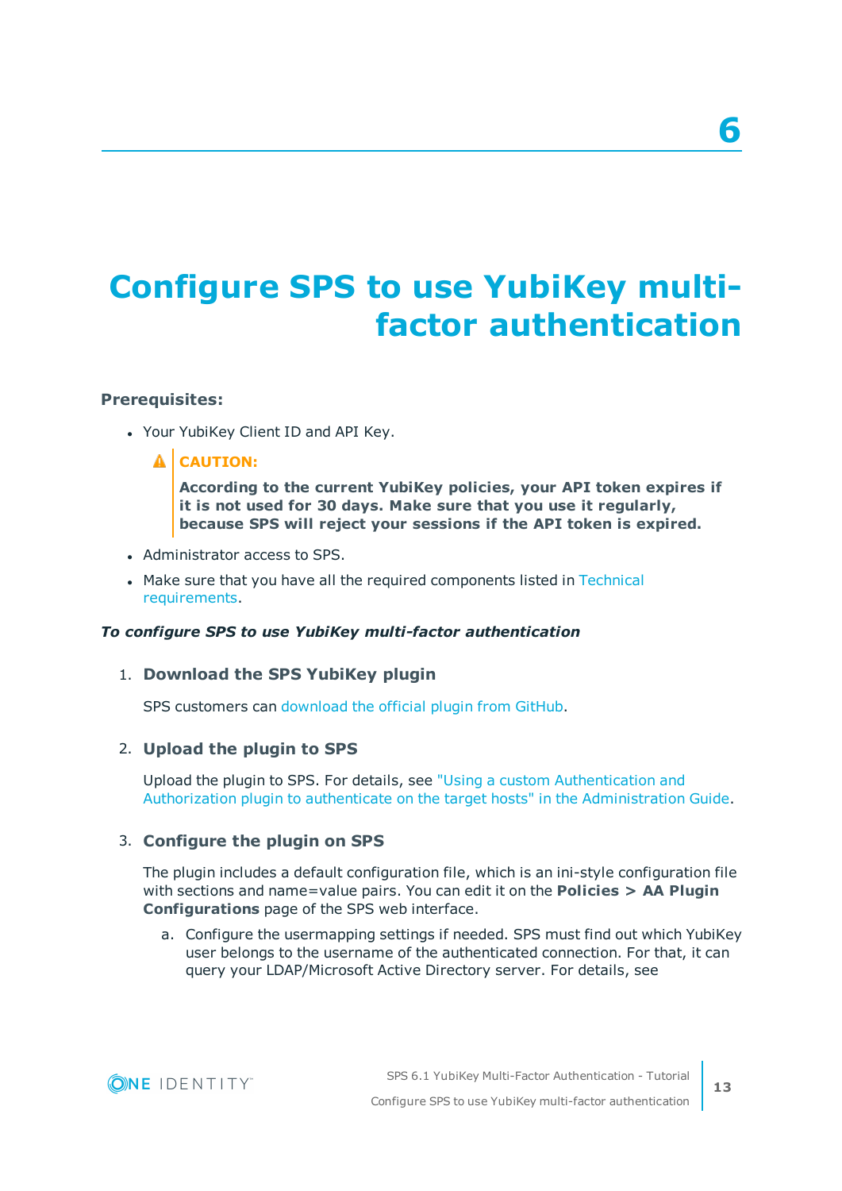# 6

# Configure SPS to use YubiKey multi-factor authentication

**Prerequisites:**

- Your YubiKey Client ID and API Key.

  > **CAUTION:**
  >
  > **According to the current YubiKey policies, your API token expires if it is not used for 30 days. Make sure that you use it regularly, because SPS will reject your sessions if the API token is expired.**

- Administrator access to SPS.
- Make sure that you have all the required components listed in Technical requirements.

***To configure SPS to use YubiKey multi-factor authentication***

1. **Download the SPS YubiKey plugin**

   SPS customers can download the official plugin from GitHub.

2. **Upload the plugin to SPS**

   Upload the plugin to SPS. For details, see "Using a custom Authentication and Authorization plugin to authenticate on the target hosts" in the Administration Guide.

3. **Configure the plugin on SPS**

   The plugin includes a default configuration file, which is an ini-style configuration file with sections and name=value pairs. You can edit it on the **Policies > AA Plugin Configurations** page of the SPS web interface.

   a. Configure the usermapping settings if needed. SPS must find out which YubiKey user belongs to the username of the authenticated connection. For that, it can query your LDAP/Microsoft Active Directory server. For details, see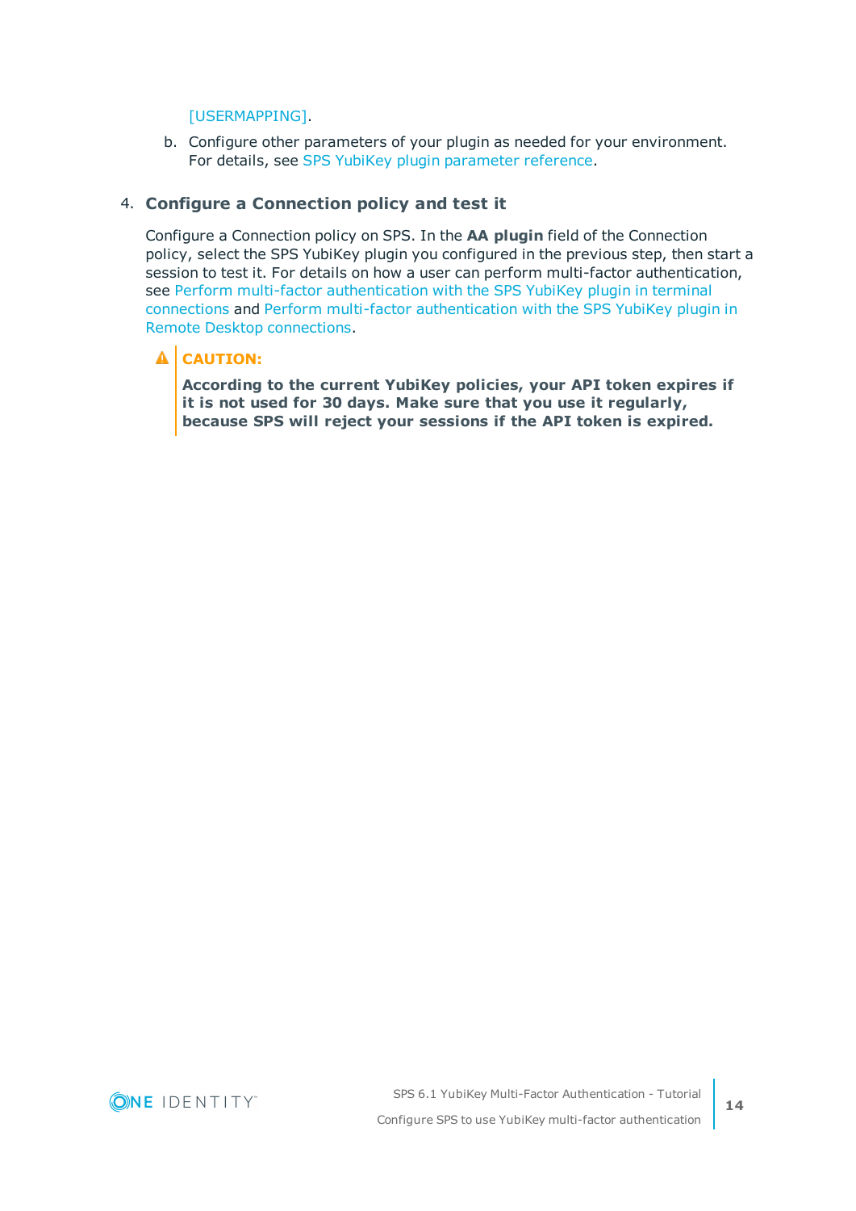[USERMAPPING].

b. Configure other parameters of your plugin as needed for your environment. For details, see SPS YubiKey plugin parameter reference.

4. **Configure a Connection policy and test it**

   Configure a Connection policy on SPS. In the **AA plugin** field of the Connection policy, select the SPS YubiKey plugin you configured in the previous step, then start a session to test it. For details on how a user can perform multi-factor authentication, see Perform multi-factor authentication with the SPS YubiKey plugin in terminal connections and Perform multi-factor authentication with the SPS YubiKey plugin in Remote Desktop connections.

   > **CAUTION:**
   >
   > **According to the current YubiKey policies, your API token expires if it is not used for 30 days. Make sure that you use it regularly, because SPS will reject your sessions if the API token is expired.**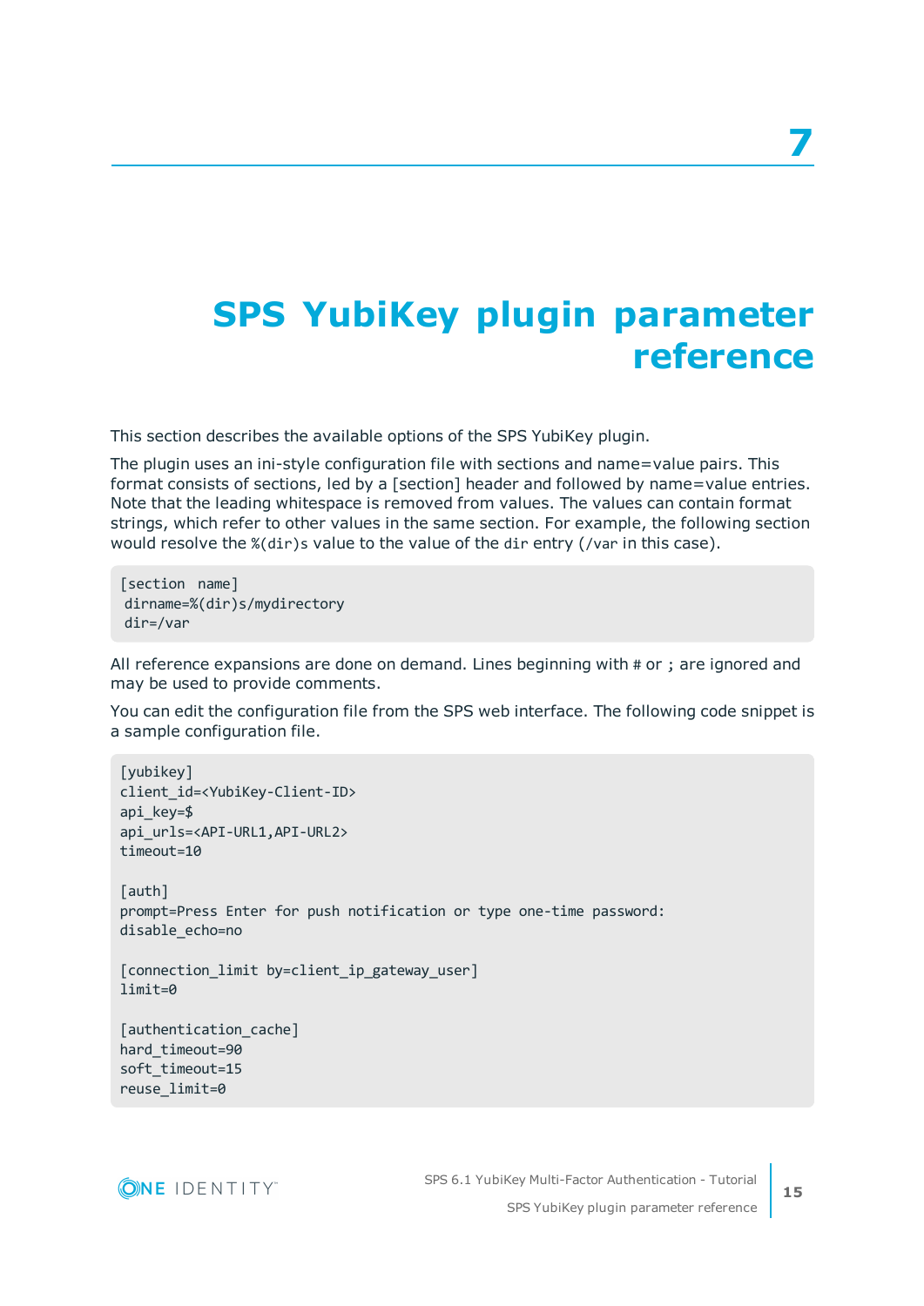# 7 SPS YubiKey plugin parameter reference

This section describes the available options of the SPS YubiKey plugin.

The plugin uses an ini-style configuration file with sections and name=value pairs. This format consists of sections, led by a [section] header and followed by name=value entries. Note that the leading whitespace is removed from values. The values can contain format strings, which refer to other values in the same section. For example, the following section would resolve the `%(dir)s` value to the value of the `dir` entry (`/var` in this case).

```
[section  name]
 dirname=%(dir)s/mydirectory
 dir=/var
```

All reference expansions are done on demand. Lines beginning with `#` or `;` are ignored and may be used to provide comments.

You can edit the configuration file from the SPS web interface. The following code snippet is a sample configuration file.

```
[yubikey]
client_id=<YubiKey-Client-ID>
api_key=$
api_urls=<API-URL1,API-URL2>
timeout=10

[auth]
prompt=Press Enter for push notification or type one-time password:
disable_echo=no

[connection_limit by=client_ip_gateway_user]
limit=0

[authentication_cache]
hard_timeout=90
soft_timeout=15
reuse_limit=0
```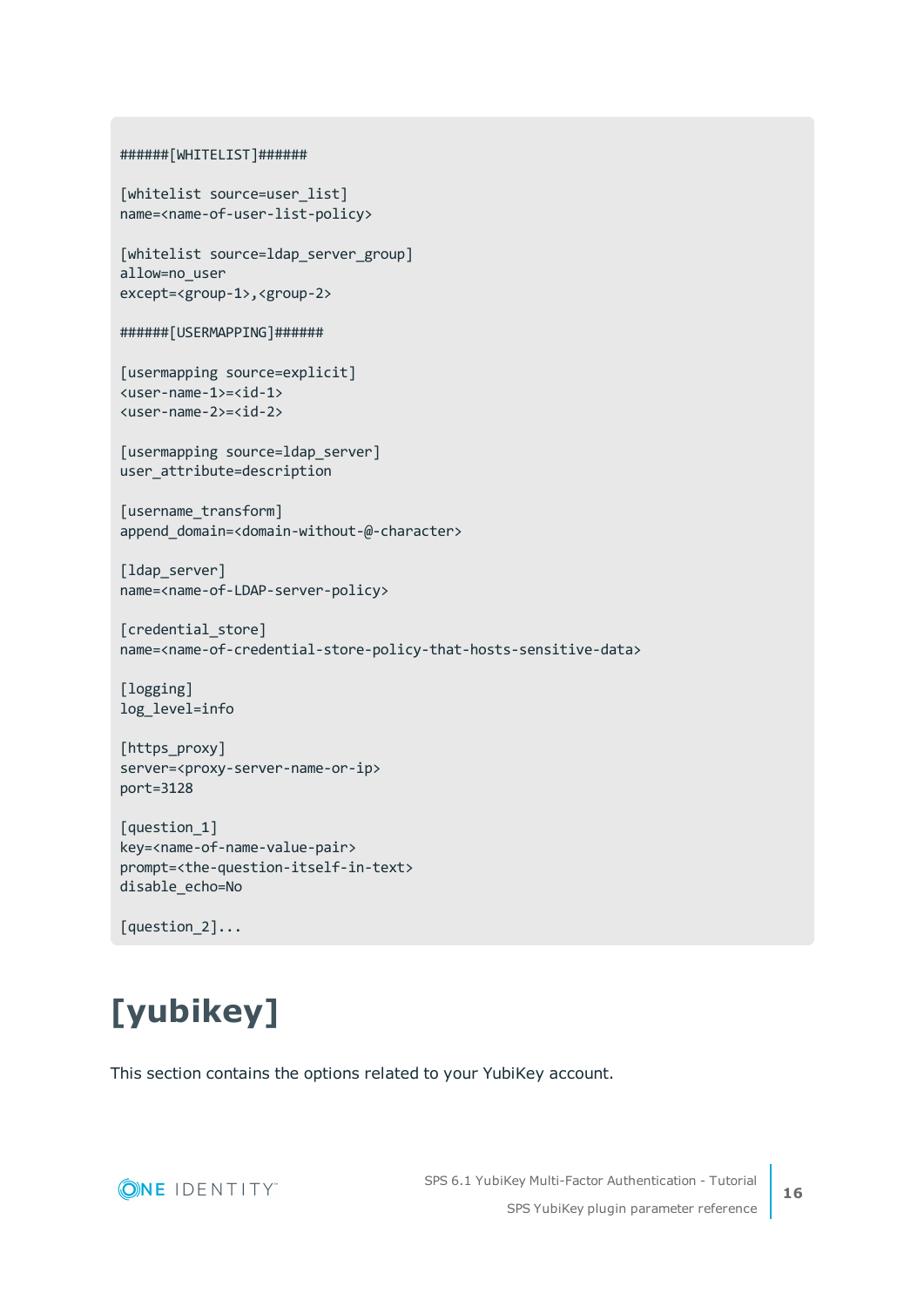```
######[WHITELIST]######

[whitelist source=user_list]
name=<name-of-user-list-policy>

[whitelist source=ldap_server_group]
allow=no_user
except=<group-1>,<group-2>

######[USERMAPPING]######

[usermapping source=explicit]
<user-name-1>=<id-1>
<user-name-2>=<id-2>

[usermapping source=ldap_server]
user_attribute=description

[username_transform]
append_domain=<domain-without-@-character>

[ldap_server]
name=<name-of-LDAP-server-policy>

[credential_store]
name=<name-of-credential-store-policy-that-hosts-sensitive-data>

[logging]
log_level=info

[https_proxy]
server=<proxy-server-name-or-ip>
port=3128

[question_1]
key=<name-of-name-value-pair>
prompt=<the-question-itself-in-text>
disable_echo=No

[question_2]...
```

# [yubikey]

This section contains the options related to your YubiKey account.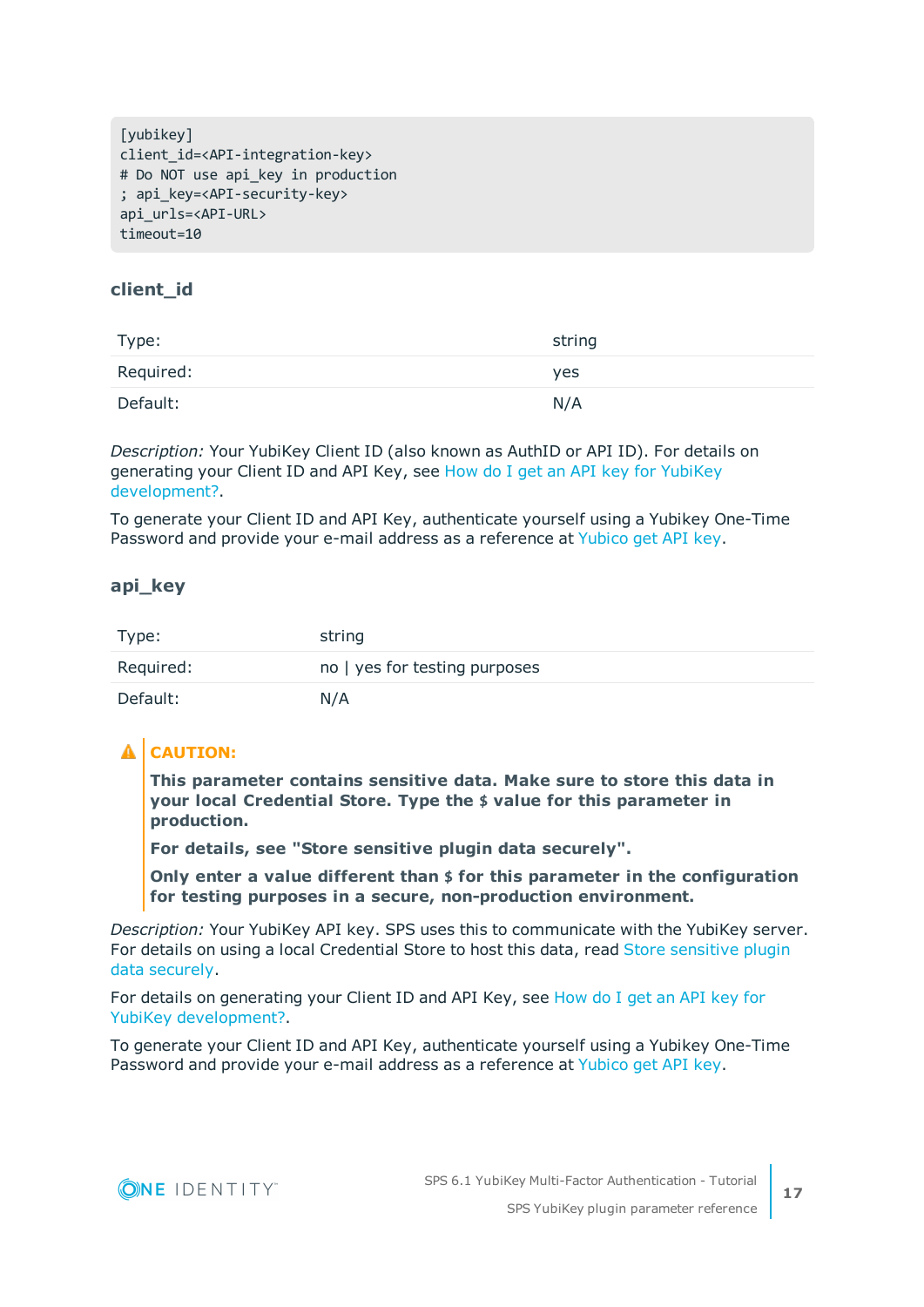```
[yubikey]
client_id=<API-integration-key>
# Do NOT use api_key in production
; api_key=<API-security-key>
api_urls=<API-URL>
timeout=10
```

### client_id

| | |
|---|---|
| Type: | string |
| Required: | yes |
| Default: | N/A |

*Description:* Your YubiKey Client ID (also known as AuthID or API ID). For details on generating your Client ID and API Key, see How do I get an API key for YubiKey development?.

To generate your Client ID and API Key, authenticate yourself using a Yubikey One-Time Password and provide your e-mail address as a reference at Yubico get API key.

### api_key

| | |
|---|---|
| Type: | string |
| Required: | no \| yes for testing purposes |
| Default: | N/A |

> **CAUTION:**
>
> **This parameter contains sensitive data. Make sure to store this data in your local Credential Store. Type the $ value for this parameter in production.**
>
> **For details, see "Store sensitive plugin data securely".**
>
> **Only enter a value different than $ for this parameter in the configuration for testing purposes in a secure, non-production environment.**

*Description:* Your YubiKey API key. SPS uses this to communicate with the YubiKey server. For details on using a local Credential Store to host this data, read Store sensitive plugin data securely.

For details on generating your Client ID and API Key, see How do I get an API key for YubiKey development?.

To generate your Client ID and API Key, authenticate yourself using a Yubikey One-Time Password and provide your e-mail address as a reference at Yubico get API key.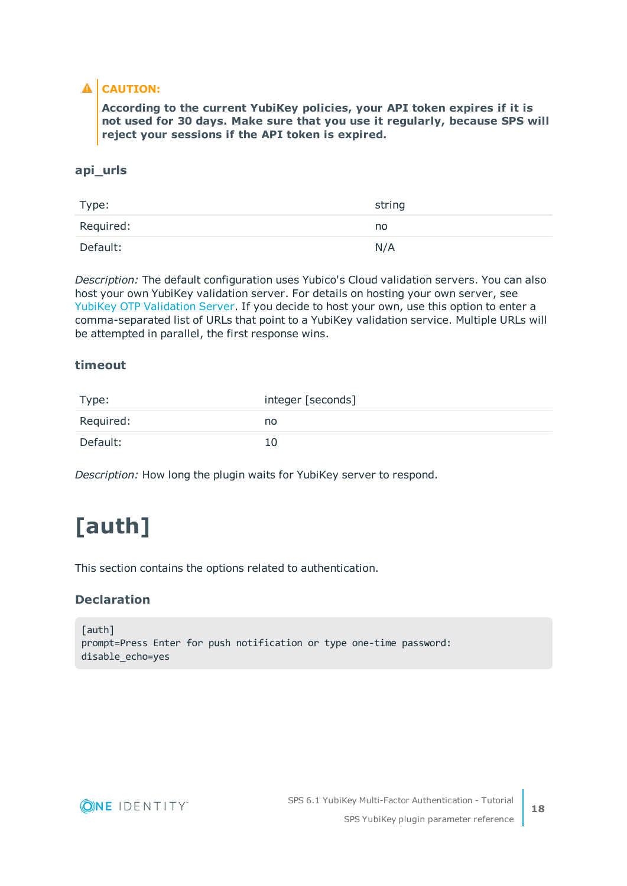**CAUTION:**

**According to the current YubiKey policies, your API token expires if it is not used for 30 days. Make sure that you use it regularly, because SPS will reject your sessions if the API token is expired.**

### api_urls

| | |
|---|---|
| Type: | string |
| Required: | no |
| Default: | N/A |

*Description:* The default configuration uses Yubico's Cloud validation servers. You can also host your own YubiKey validation server. For details on hosting your own server, see YubiKey OTP Validation Server. If you decide to host your own, use this option to enter a comma-separated list of URLs that point to a YubiKey validation service. Multiple URLs will be attempted in parallel, the first response wins.

### timeout

| | |
|---|---|
| Type: | integer [seconds] |
| Required: | no |
| Default: | 10 |

*Description:* How long the plugin waits for YubiKey server to respond.

# [auth]

This section contains the options related to authentication.

### Declaration

```
[auth]
prompt=Press Enter for push notification or type one-time password:
disable_echo=yes
```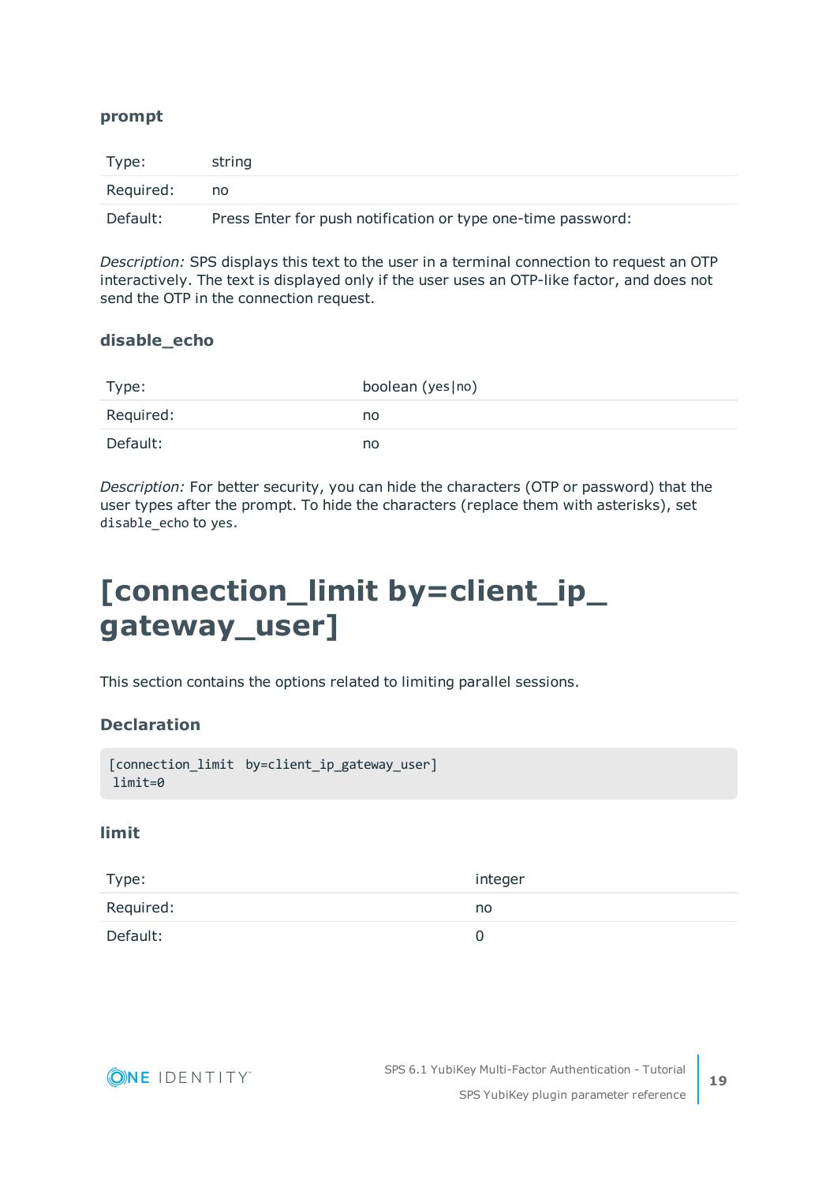### prompt

| | |
|---|---|
| Type: | string |
| Required: | no |
| Default: | Press Enter for push notification or type one-time password: |

*Description:* SPS displays this text to the user in a terminal connection to request an OTP interactively. The text is displayed only if the user uses an OTP-like factor, and does not send the OTP in the connection request.

### disable_echo

| | |
|---|---|
| Type: | boolean (yes\|no) |
| Required: | no |
| Default: | no |

*Description:* For better security, you can hide the characters (OTP or password) that the user types after the prompt. To hide the characters (replace them with asterisks), set `disable_echo` to `yes`.

# [connection_limit by=client_ip_gateway_user]

This section contains the options related to limiting parallel sessions.

### Declaration

```
[connection_limit  by=client_ip_gateway_user]
 limit=0
```

### limit

| | |
|---|---|
| Type: | integer |
| Required: | no |
| Default: | 0 |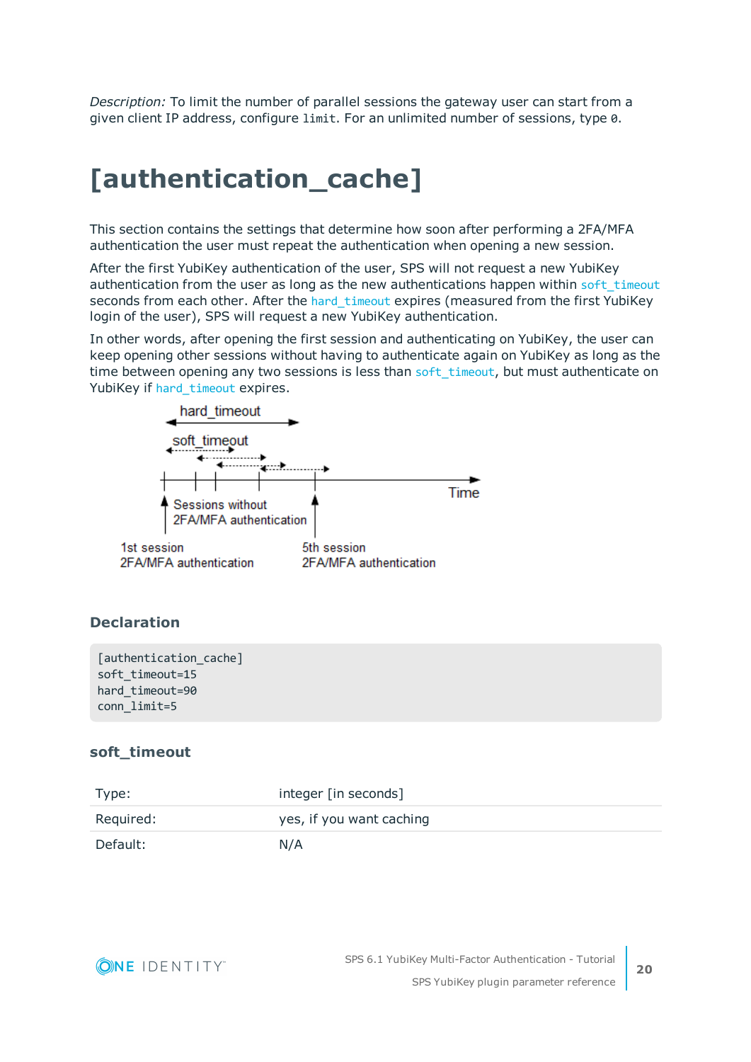*Description:* To limit the number of parallel sessions the gateway user can start from a given client IP address, configure `limit`. For an unlimited number of sessions, type `0`.

# [authentication_cache]

This section contains the settings that determine how soon after performing a 2FA/MFA authentication the user must repeat the authentication when opening a new session.

After the first YubiKey authentication of the user, SPS will not request a new YubiKey authentication from the user as long as the new authentications happen within `soft_timeout` seconds from each other. After the `hard_timeout` expires (measured from the first YubiKey login of the user), SPS will request a new YubiKey authentication.

In other words, after opening the first session and authenticating on YubiKey, the user can keep opening other sessions without having to authenticate again on YubiKey as long as the time between opening any two sessions is less than `soft_timeout`, but must authenticate on YubiKey if `hard_timeout` expires.

### Declaration

```
[authentication_cache]
soft_timeout=15
hard_timeout=90
conn_limit=5
```

### soft_timeout

| | |
|---|---|
| Type: | integer [in seconds] |
| Required: | yes, if you want caching |
| Default: | N/A |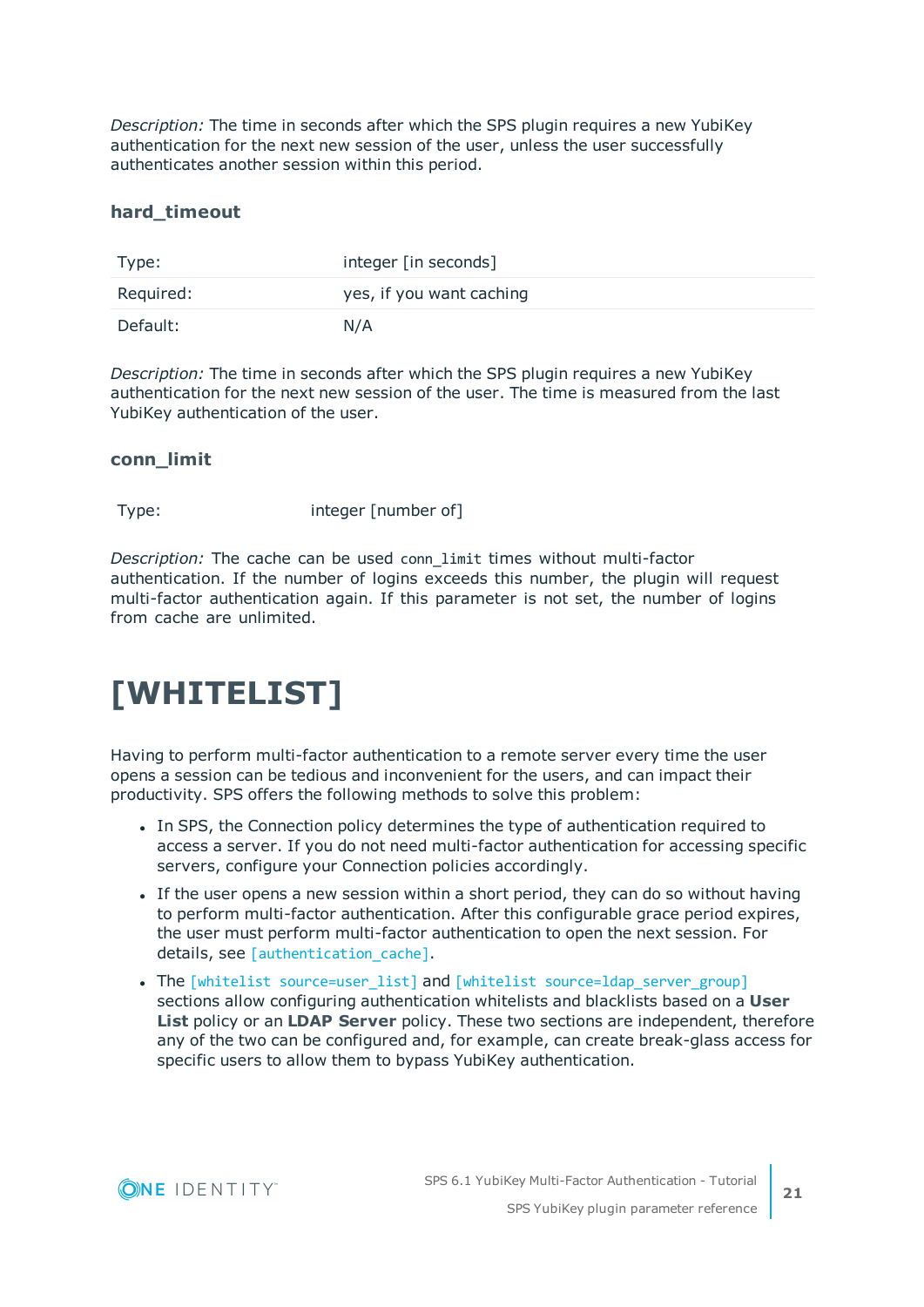*Description:* The time in seconds after which the SPS plugin requires a new YubiKey authentication for the next new session of the user, unless the user successfully authenticates another session within this period.

### hard_timeout

| | |
|---|---|
| Type: | integer [in seconds] |
| Required: | yes, if you want caching |
| Default: | N/A |

*Description:* The time in seconds after which the SPS plugin requires a new YubiKey authentication for the next new session of the user. The time is measured from the last YubiKey authentication of the user.

### conn_limit

| | |
|---|---|
| Type: | integer [number of] |

*Description:* The cache can be used `conn_limit` times without multi-factor authentication. If the number of logins exceeds this number, the plugin will request multi-factor authentication again. If this parameter is not set, the number of logins from cache are unlimited.

# [WHITELIST]

Having to perform multi-factor authentication to a remote server every time the user opens a session can be tedious and inconvenient for the users, and can impact their productivity. SPS offers the following methods to solve this problem:

- In SPS, the Connection policy determines the type of authentication required to access a server. If you do not need multi-factor authentication for accessing specific servers, configure your Connection policies accordingly.
- If the user opens a new session within a short period, they can do so without having to perform multi-factor authentication. After this configurable grace period expires, the user must perform multi-factor authentication to open the next session. For details, see `[authentication_cache]`.
- The `[whitelist source=user_list]` and `[whitelist source=ldap_server_group]` sections allow configuring authentication whitelists and blacklists based on a **User List** policy or an **LDAP Server** policy. These two sections are independent, therefore any of the two can be configured and, for example, can create break-glass access for specific users to allow them to bypass YubiKey authentication.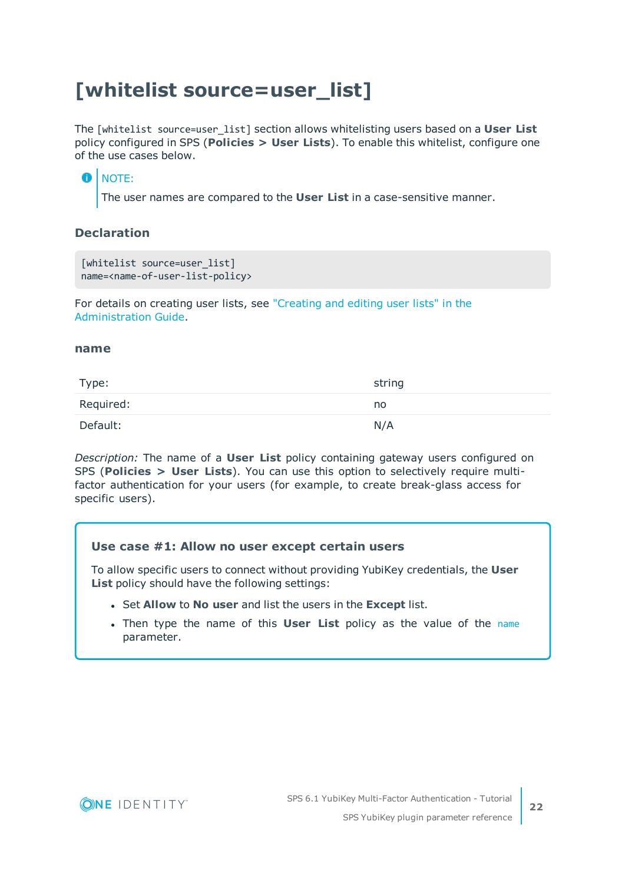# [whitelist source=user_list]

The `[whitelist source=user_list]` section allows whitelisting users based on a **User List** policy configured in SPS (**Policies > User Lists**). To enable this whitelist, configure one of the use cases below.

> NOTE:
>
> The user names are compared to the **User List** in a case-sensitive manner.

### Declaration

```
[whitelist source=user_list]
name=<name-of-user-list-policy>
```

For details on creating user lists, see "Creating and editing user lists" in the Administration Guide.

#### name

| | |
|---|---|
| Type: | string |
| Required: | no |
| Default: | N/A |

*Description:* The name of a **User List** policy containing gateway users configured on SPS (**Policies > User Lists**). You can use this option to selectively require multi-factor authentication for your users (for example, to create break-glass access for specific users).

#### Use case #1: Allow no user except certain users

To allow specific users to connect without providing YubiKey credentials, the **User List** policy should have the following settings:

- Set **Allow** to **No user** and list the users in the **Except** list.
- Then type the name of this **User List** policy as the value of the `name` parameter.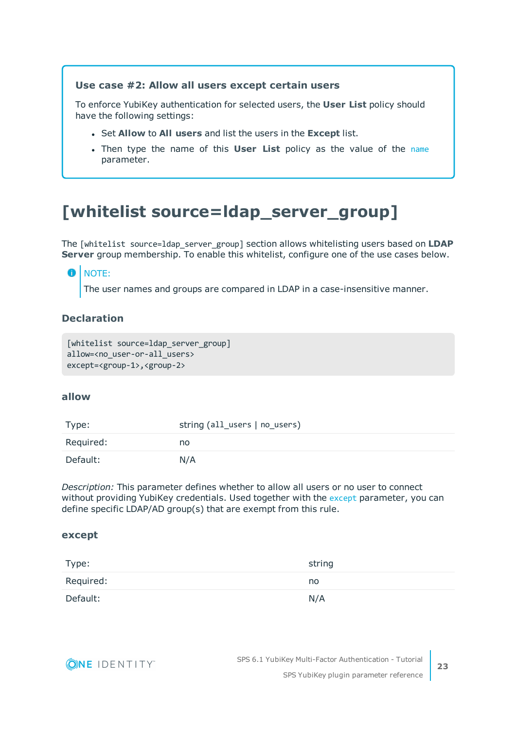**Use case #2: Allow all users except certain users**

To enforce YubiKey authentication for selected users, the **User List** policy should have the following settings:

- Set **Allow** to **All users** and list the users in the **Except** list.
- Then type the name of this **User List** policy as the value of the `name` parameter.

# [whitelist source=ldap_server_group]

The `[whitelist source=ldap_server_group]` section allows whitelisting users based on **LDAP Server** group membership. To enable this whitelist, configure one of the use cases below.

NOTE:

The user names and groups are compared in LDAP in a case-insensitive manner.

### Declaration

```
[whitelist source=ldap_server_group]
allow=<no_user-or-all_users>
except=<group-1>,<group-2>
```

### allow

| | |
|---|---|
| Type: | string (`all_users` \| `no_users`) |
| Required: | no |
| Default: | N/A |

*Description:* This parameter defines whether to allow all users or no user to connect without providing YubiKey credentials. Used together with the `except` parameter, you can define specific LDAP/AD group(s) that are exempt from this rule.

### except

| | |
|---|---|
| Type: | string |
| Required: | no |
| Default: | N/A |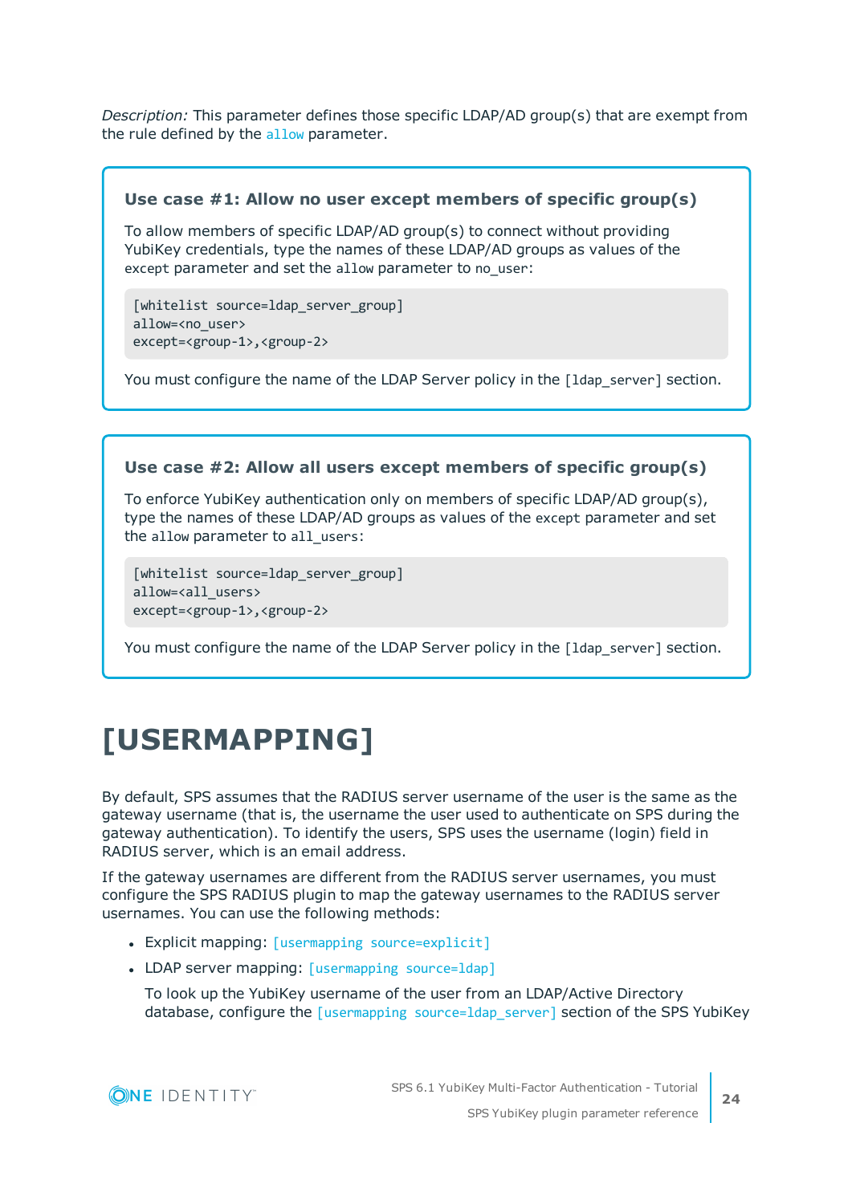*Description:* This parameter defines those specific LDAP/AD group(s) that are exempt from the rule defined by the `allow` parameter.

### Use case #1: Allow no user except members of specific group(s)

To allow members of specific LDAP/AD group(s) to connect without providing YubiKey credentials, type the names of these LDAP/AD groups as values of the `except` parameter and set the `allow` parameter to `no_user`:

```
[whitelist source=ldap_server_group]
allow=<no_user>
except=<group-1>,<group-2>
```

You must configure the name of the LDAP Server policy in the `[ldap_server]` section.

### Use case #2: Allow all users except members of specific group(s)

To enforce YubiKey authentication only on members of specific LDAP/AD group(s), type the names of these LDAP/AD groups as values of the `except` parameter and set the `allow` parameter to `all_users`:

```
[whitelist source=ldap_server_group]
allow=<all_users>
except=<group-1>,<group-2>
```

You must configure the name of the LDAP Server policy in the `[ldap_server]` section.

# [USERMAPPING]

By default, SPS assumes that the RADIUS server username of the user is the same as the gateway username (that is, the username the user used to authenticate on SPS during the gateway authentication). To identify the users, SPS uses the username (login) field in RADIUS server, which is an email address.

If the gateway usernames are different from the RADIUS server usernames, you must configure the SPS RADIUS plugin to map the gateway usernames to the RADIUS server usernames. You can use the following methods:

- Explicit mapping: `[usermapping source=explicit]`
- LDAP server mapping: `[usermapping source=ldap]`

  To look up the YubiKey username of the user from an LDAP/Active Directory database, configure the `[usermapping source=ldap_server]` section of the SPS YubiKey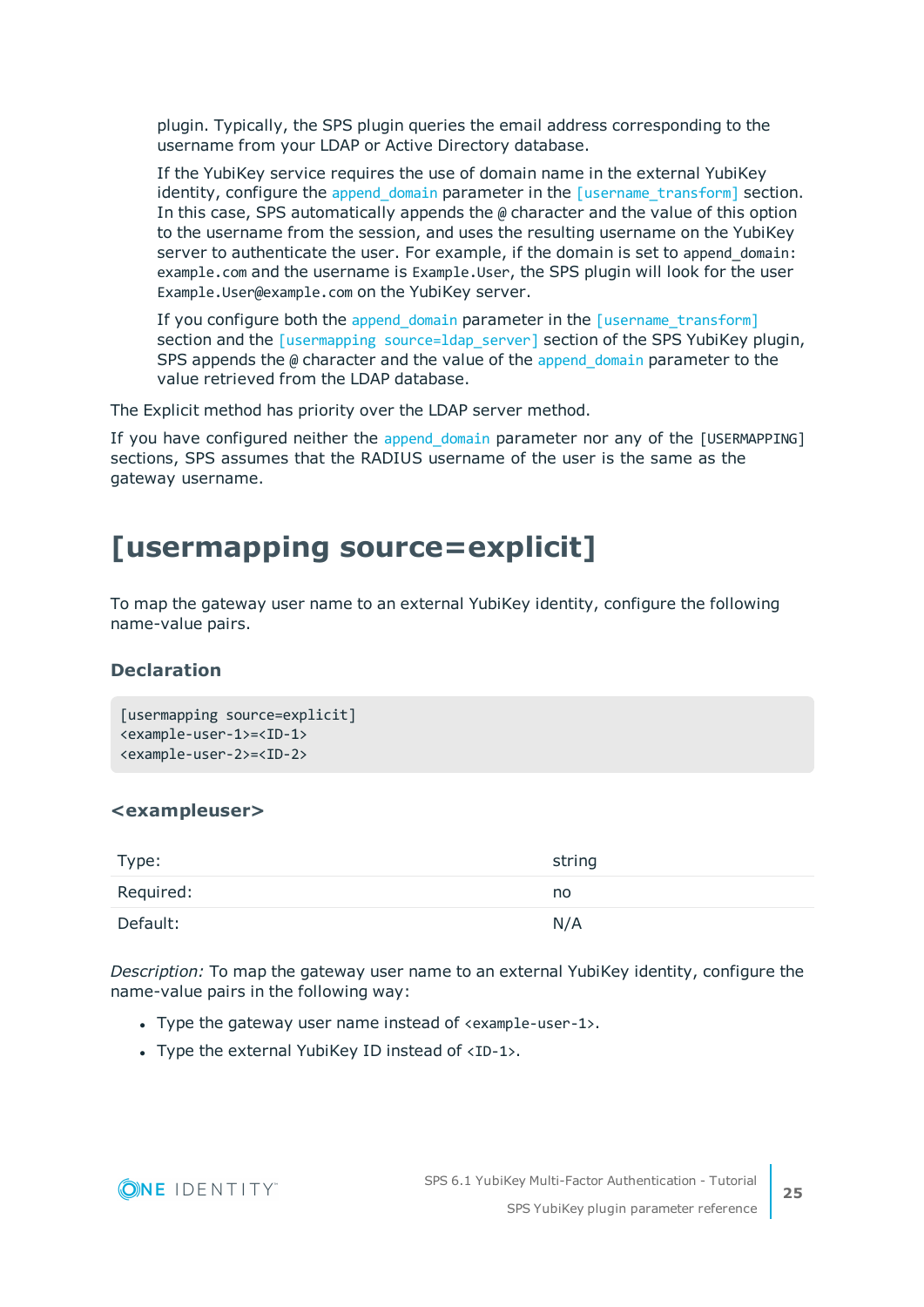plugin. Typically, the SPS plugin queries the email address corresponding to the username from your LDAP or Active Directory database.

If the YubiKey service requires the use of domain name in the external YubiKey identity, configure the `append_domain` parameter in the `[username_transform]` section. In this case, SPS automatically appends the `@` character and the value of this option to the username from the session, and uses the resulting username on the YubiKey server to authenticate the user. For example, if the domain is set to `append_domain: example.com` and the username is `Example.User`, the SPS plugin will look for the user `Example.User@example.com` on the YubiKey server.

If you configure both the `append_domain` parameter in the `[username_transform]` section and the `[usermapping source=ldap_server]` section of the SPS YubiKey plugin, SPS appends the `@` character and the value of the `append_domain` parameter to the value retrieved from the LDAP database.

The Explicit method has priority over the LDAP server method.

If you have configured neither the `append_domain` parameter nor any of the `[USERMAPPING]` sections, SPS assumes that the RADIUS username of the user is the same as the gateway username.

# [usermapping source=explicit]

To map the gateway user name to an external YubiKey identity, configure the following name-value pairs.

### Declaration

```
[usermapping source=explicit]
<example-user-1>=<ID-1>
<example-user-2>=<ID-2>
```

### <exampleuser>

| | |
|---|---|
| Type: | string |
| Required: | no |
| Default: | N/A |

*Description:* To map the gateway user name to an external YubiKey identity, configure the name-value pairs in the following way:

- Type the gateway user name instead of `<example-user-1>`.
- Type the external YubiKey ID instead of `<ID-1>`.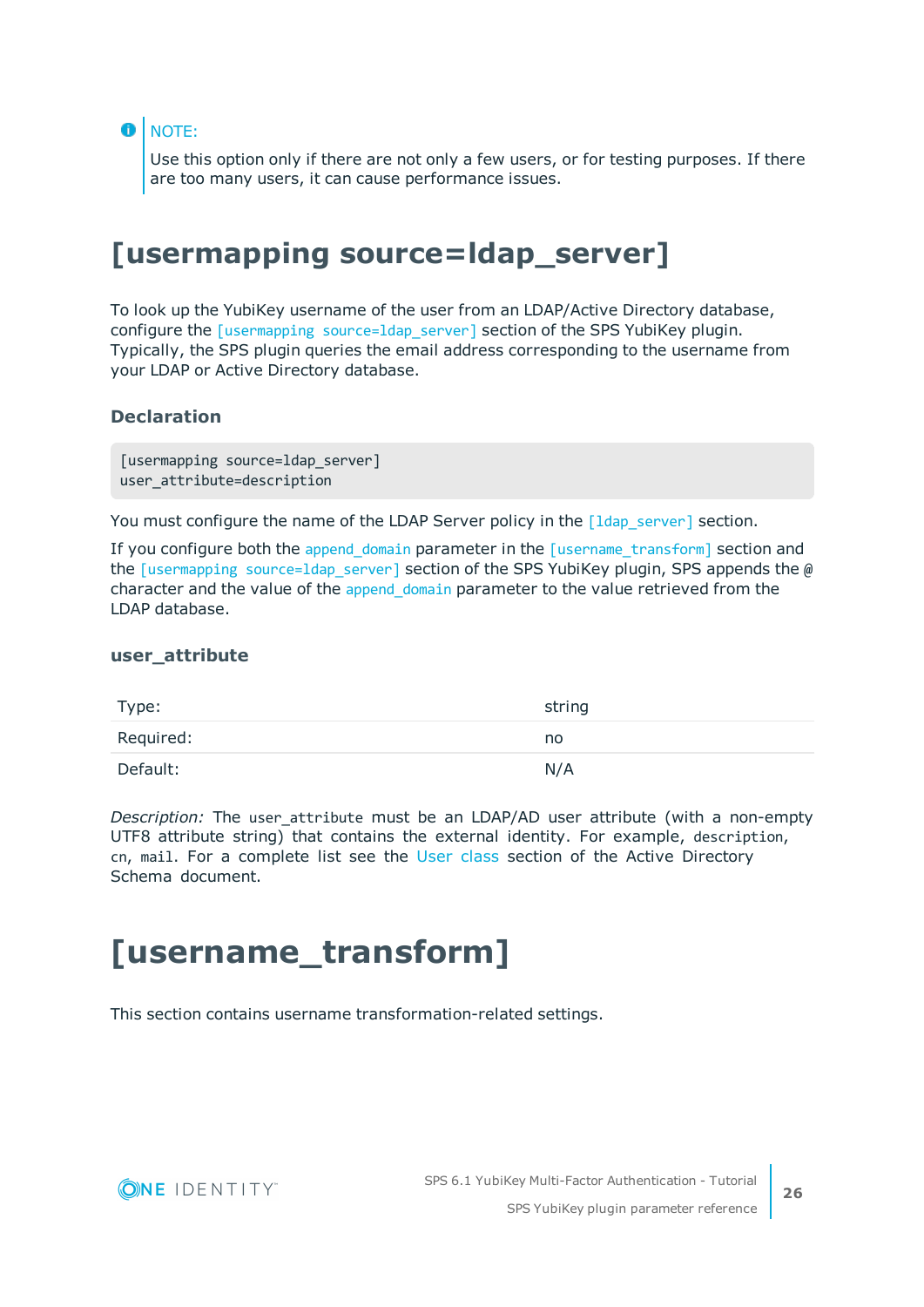> **NOTE:**
>
> Use this option only if there are not only a few users, or for testing purposes. If there are too many users, it can cause performance issues.

# [usermapping source=ldap_server]

To look up the YubiKey username of the user from an LDAP/Active Directory database, configure the `[usermapping source=ldap_server]` section of the SPS YubiKey plugin. Typically, the SPS plugin queries the email address corresponding to the username from your LDAP or Active Directory database.

### Declaration

```
[usermapping source=ldap_server]
user_attribute=description
```

You must configure the name of the LDAP Server policy in the `[ldap_server]` section.

If you configure both the `append_domain` parameter in the `[username_transform]` section and the `[usermapping source=ldap_server]` section of the SPS YubiKey plugin, SPS appends the `@` character and the value of the `append_domain` parameter to the value retrieved from the LDAP database.

### user_attribute

| | |
|---|---|
| Type: | string |
| Required: | no |
| Default: | N/A |

*Description:* The `user_attribute` must be an LDAP/AD user attribute (with a non-empty UTF8 attribute string) that contains the external identity. For example, `description`, `cn`, `mail`. For a complete list see the User class section of the Active Directory Schema document.

# [username_transform]

This section contains username transformation-related settings.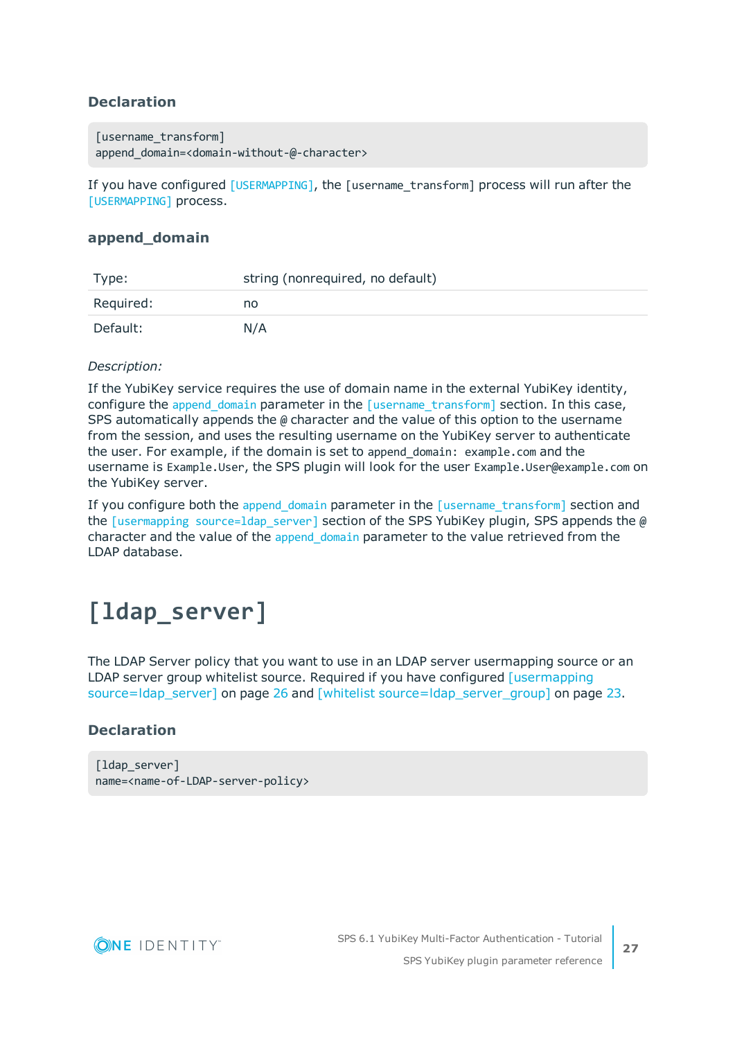### Declaration

```
[username_transform]
append_domain=<domain-without-@-character>
```

If you have configured [USERMAPPING], the [username_transform] process will run after the [USERMAPPING] process.

### append_domain

| | |
|---|---|
| Type: | string (nonrequired, no default) |
| Required: | no |
| Default: | N/A |

*Description:*

If the YubiKey service requires the use of domain name in the external YubiKey identity, configure the append_domain parameter in the [username_transform] section. In this case, SPS automatically appends the @ character and the value of this option to the username from the session, and uses the resulting username on the YubiKey server to authenticate the user. For example, if the domain is set to append_domain: example.com and the username is Example.User, the SPS plugin will look for the user Example.User@example.com on the YubiKey server.

If you configure both the append_domain parameter in the [username_transform] section and the [usermapping source=ldap_server] section of the SPS YubiKey plugin, SPS appends the @ character and the value of the append_domain parameter to the value retrieved from the LDAP database.

# [ldap_server]

The LDAP Server policy that you want to use in an LDAP server usermapping source or an LDAP server group whitelist source. Required if you have configured [usermapping source=ldap_server] on page 26 and [whitelist source=ldap_server_group] on page 23.

### Declaration

```
[ldap_server]
name=<name-of-LDAP-server-policy>
```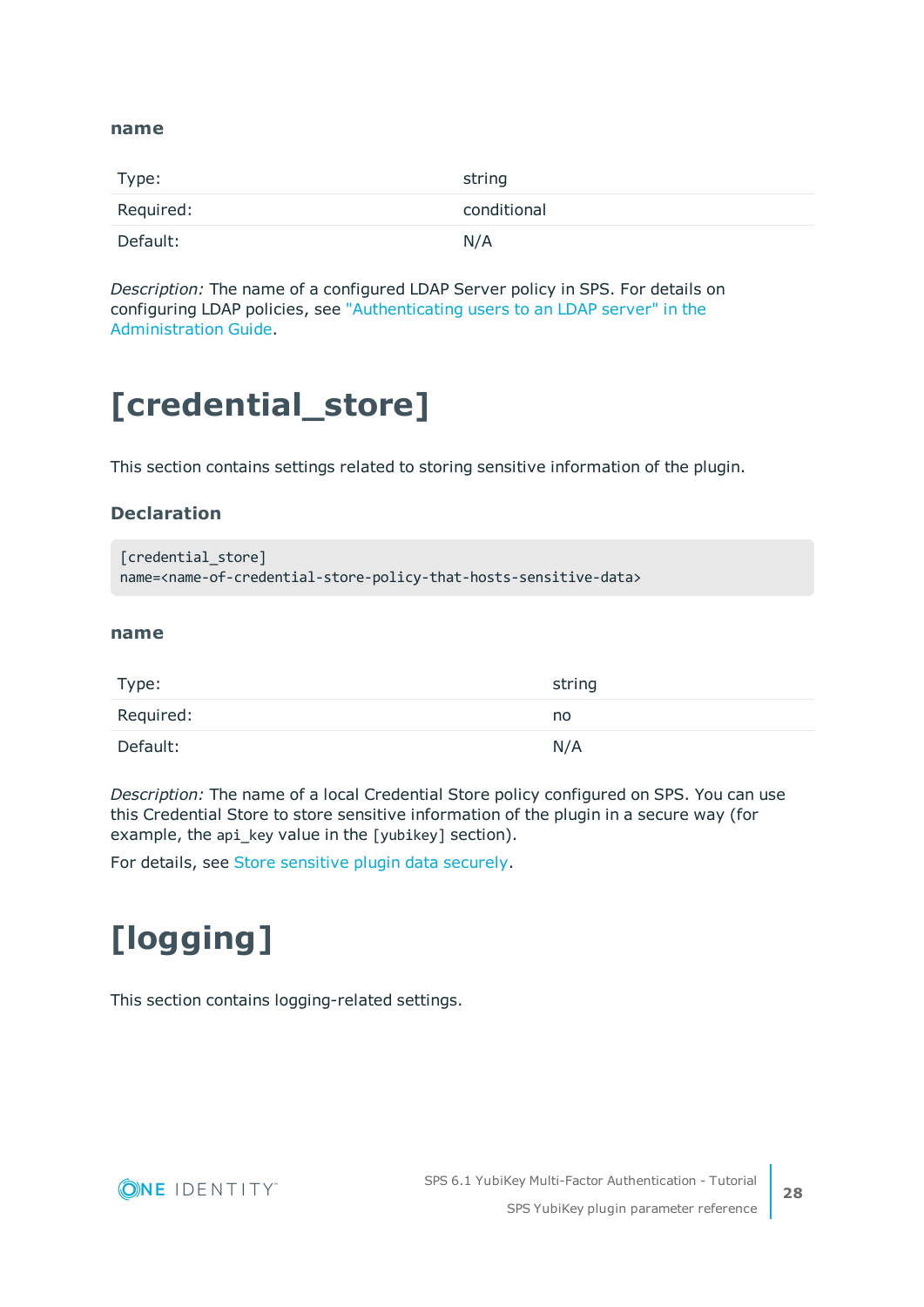### name

| | |
|---|---|
| Type: | string |
| Required: | conditional |
| Default: | N/A |

*Description:* The name of a configured LDAP Server policy in SPS. For details on configuring LDAP policies, see "Authenticating users to an LDAP server" in the Administration Guide.

# [credential_store]

This section contains settings related to storing sensitive information of the plugin.

### Declaration

```
[credential_store]
name=<name-of-credential-store-policy-that-hosts-sensitive-data>
```

### name

| | |
|---|---|
| Type: | string |
| Required: | no |
| Default: | N/A |

*Description:* The name of a local Credential Store policy configured on SPS. You can use this Credential Store to store sensitive information of the plugin in a secure way (for example, the `api_key` value in the `[yubikey]` section).

For details, see Store sensitive plugin data securely.

# [logging]

This section contains logging-related settings.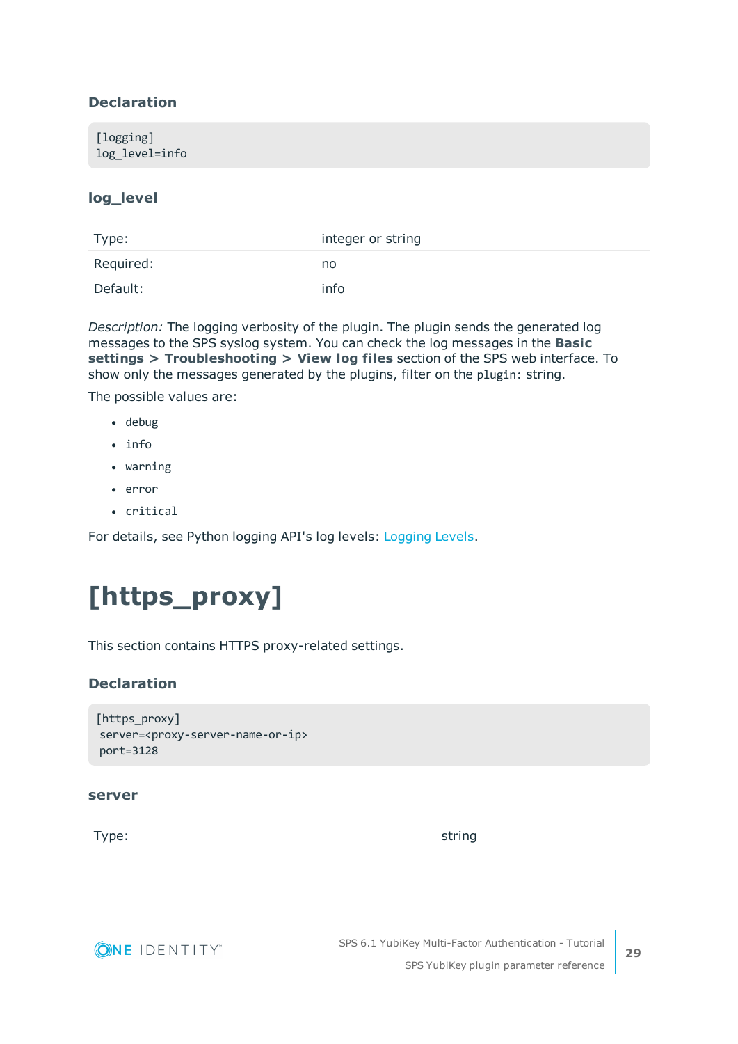### Declaration

```
[logging]
log_level=info
```

### log_level

| | |
|---|---|
| Type: | integer or string |
| Required: | no |
| Default: | info |

*Description:* The logging verbosity of the plugin. The plugin sends the generated log messages to the SPS syslog system. You can check the log messages in the **Basic settings > Troubleshooting > View log files** section of the SPS web interface. To show only the messages generated by the plugins, filter on the `plugin:` string.

The possible values are:

- `debug`
- `info`
- `warning`
- `error`
- `critical`

For details, see Python logging API's log levels: Logging Levels.

# [https_proxy]

This section contains HTTPS proxy-related settings.

### Declaration

```
[https_proxy]
 server=<proxy-server-name-or-ip>
 port=3128
```

### server

| | |
|---|---|
| Type: | string |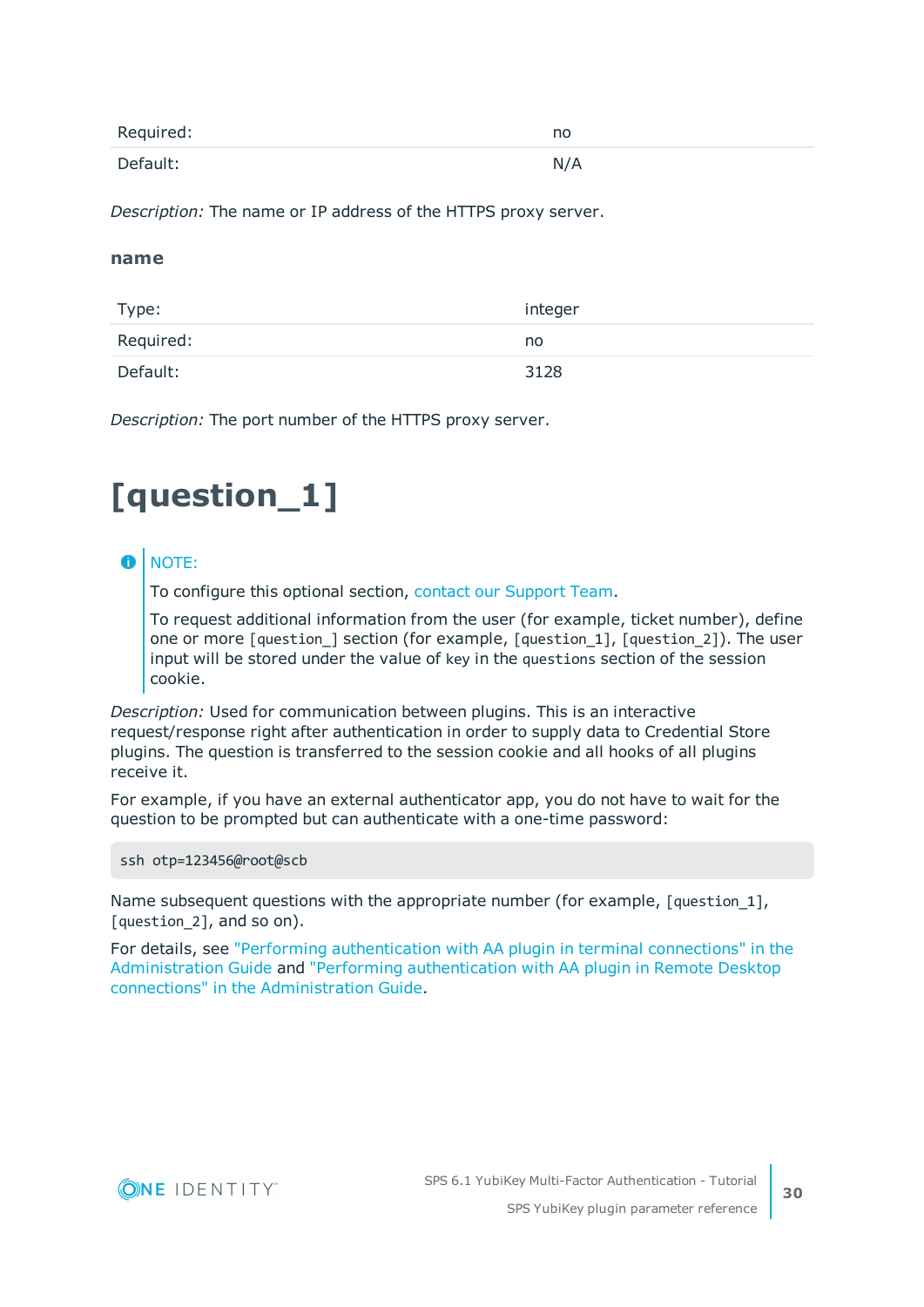| | |
|---|---|
| Required: | no |
| Default: | N/A |

*Description:* The name or IP address of the HTTPS proxy server.

### name

| | |
|---|---|
| Type: | integer |
| Required: | no |
| Default: | 3128 |

*Description:* The port number of the HTTPS proxy server.

# [question_1]

> NOTE:
>
> To configure this optional section, contact our Support Team.
>
> To request additional information from the user (for example, ticket number), define one or more `[question_]` section (for example, `[question_1]`, `[question_2]`). The user input will be stored under the value of `key` in the `questions` section of the session cookie.

*Description:* Used for communication between plugins. This is an interactive request/response right after authentication in order to supply data to Credential Store plugins. The question is transferred to the session cookie and all hooks of all plugins receive it.

For example, if you have an external authenticator app, you do not have to wait for the question to be prompted but can authenticate with a one-time password:

```
ssh otp=123456@root@scb
```

Name subsequent questions with the appropriate number (for example, `[question_1]`, `[question_2]`, and so on).

For details, see "Performing authentication with AA plugin in terminal connections" in the Administration Guide and "Performing authentication with AA plugin in Remote Desktop connections" in the Administration Guide.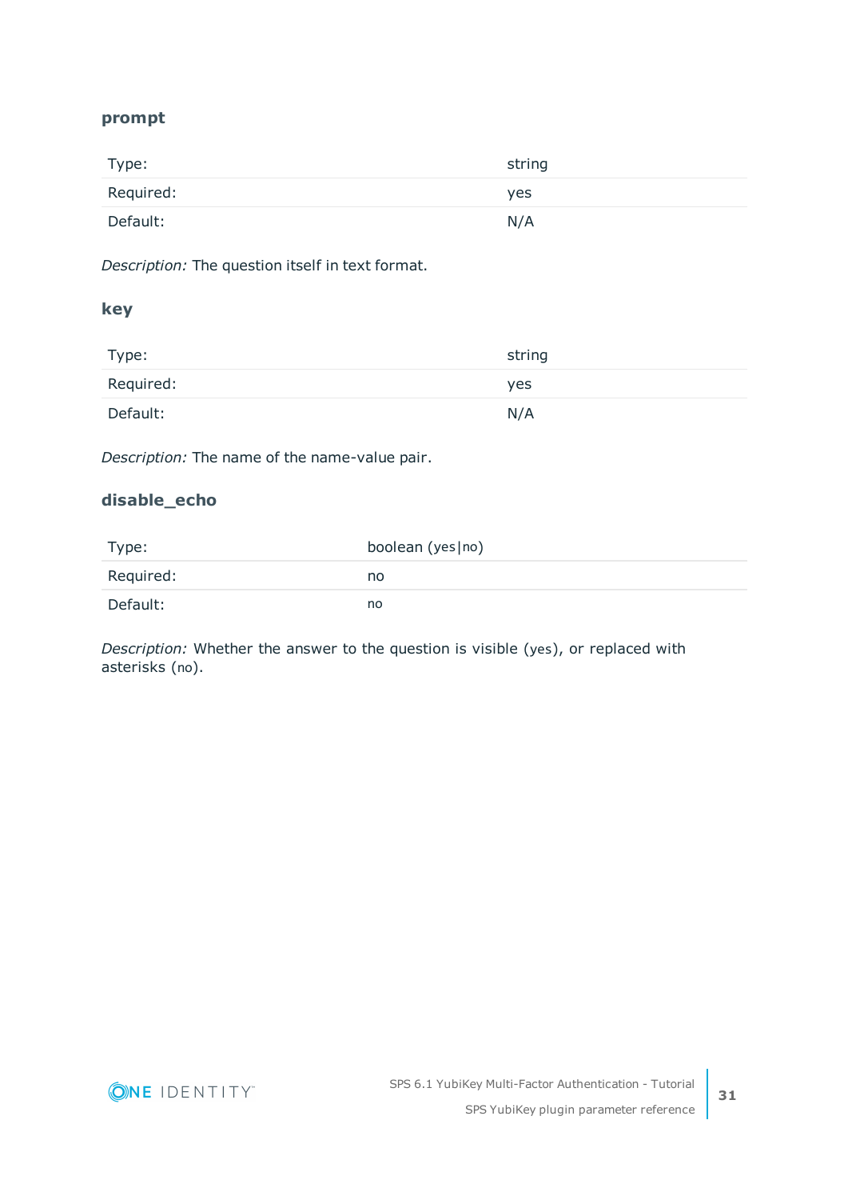### prompt

| | |
|---|---|
| Type: | string |
| Required: | yes |
| Default: | N/A |

*Description:* The question itself in text format.

### key

| | |
|---|---|
| Type: | string |
| Required: | yes |
| Default: | N/A |

*Description:* The name of the name-value pair.

### disable_echo

| | |
|---|---|
| Type: | boolean (yes\|no) |
| Required: | no |
| Default: | no |

*Description:* Whether the answer to the question is visible (yes), or replaced with asterisks (no).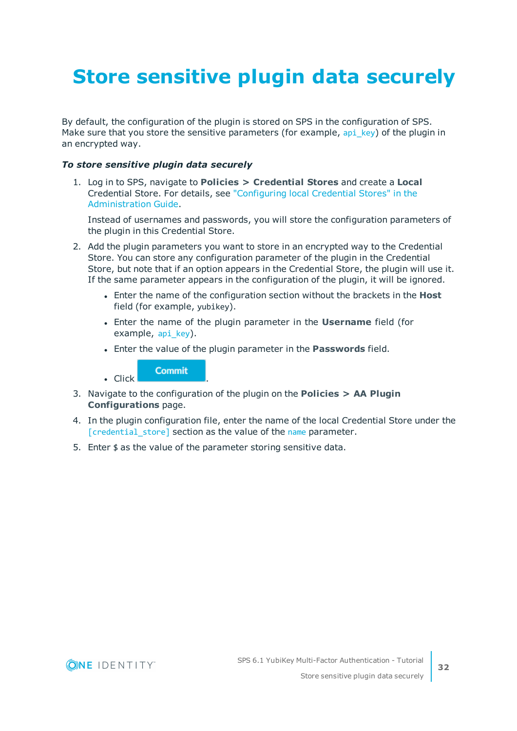# Store sensitive plugin data securely

By default, the configuration of the plugin is stored on SPS in the configuration of SPS. Make sure that you store the sensitive parameters (for example, `api_key`) of the plugin in an encrypted way.

***To store sensitive plugin data securely***

1. Log in to SPS, navigate to **Policies > Credential Stores** and create a **Local** Credential Store. For details, see "Configuring local Credential Stores" in the Administration Guide.

   Instead of usernames and passwords, you will store the configuration parameters of the plugin in this Credential Store.

2. Add the plugin parameters you want to store in an encrypted way to the Credential Store. You can store any configuration parameter of the plugin in the Credential Store, but note that if an option appears in the Credential Store, the plugin will use it. If the same parameter appears in the configuration of the plugin, it will be ignored.

   - Enter the name of the configuration section without the brackets in the **Host** field (for example, `yubikey`).
   - Enter the name of the plugin parameter in the **Username** field (for example, `api_key`).
   - Enter the value of the plugin parameter in the **Passwords** field.
   - Click **Commit**.

3. Navigate to the configuration of the plugin on the **Policies > AA Plugin Configurations** page.

4. In the plugin configuration file, enter the name of the local Credential Store under the `[credential_store]` section as the value of the `name` parameter.

5. Enter `$` as the value of the parameter storing sensitive data.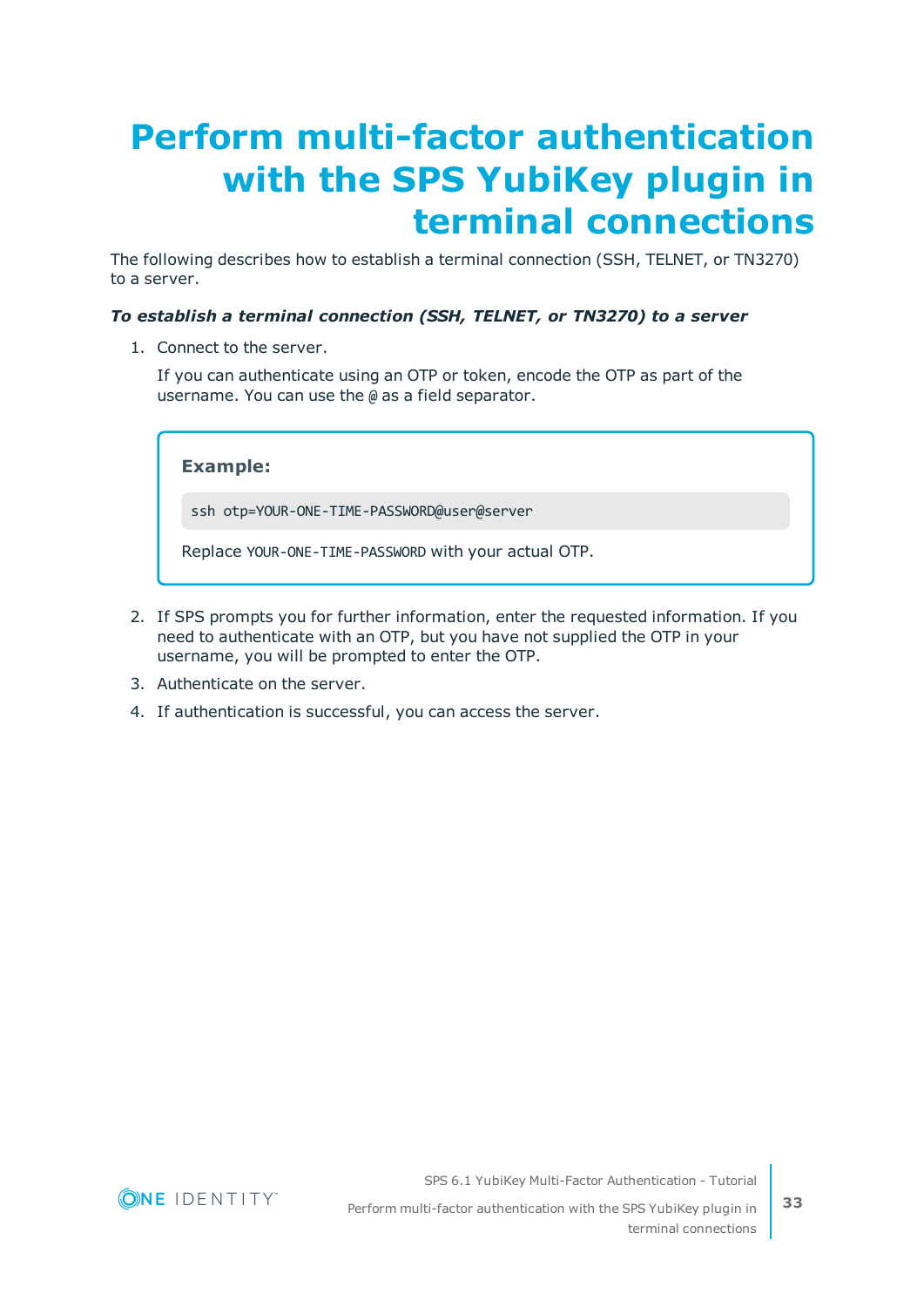# Perform multi-factor authentication with the SPS YubiKey plugin in terminal connections

The following describes how to establish a terminal connection (SSH, TELNET, or TN3270) to a server.

***To establish a terminal connection (SSH, TELNET, or TN3270) to a server***

1. Connect to the server.

   If you can authenticate using an OTP or token, encode the OTP as part of the username. You can use the `@` as a field separator.

   **Example:**

   ```
   ssh otp=YOUR-ONE-TIME-PASSWORD@user@server
   ```

   Replace `YOUR-ONE-TIME-PASSWORD` with your actual OTP.

2. If SPS prompts you for further information, enter the requested information. If you need to authenticate with an OTP, but you have not supplied the OTP in your username, you will be prompted to enter the OTP.
3. Authenticate on the server.
4. If authentication is successful, you can access the server.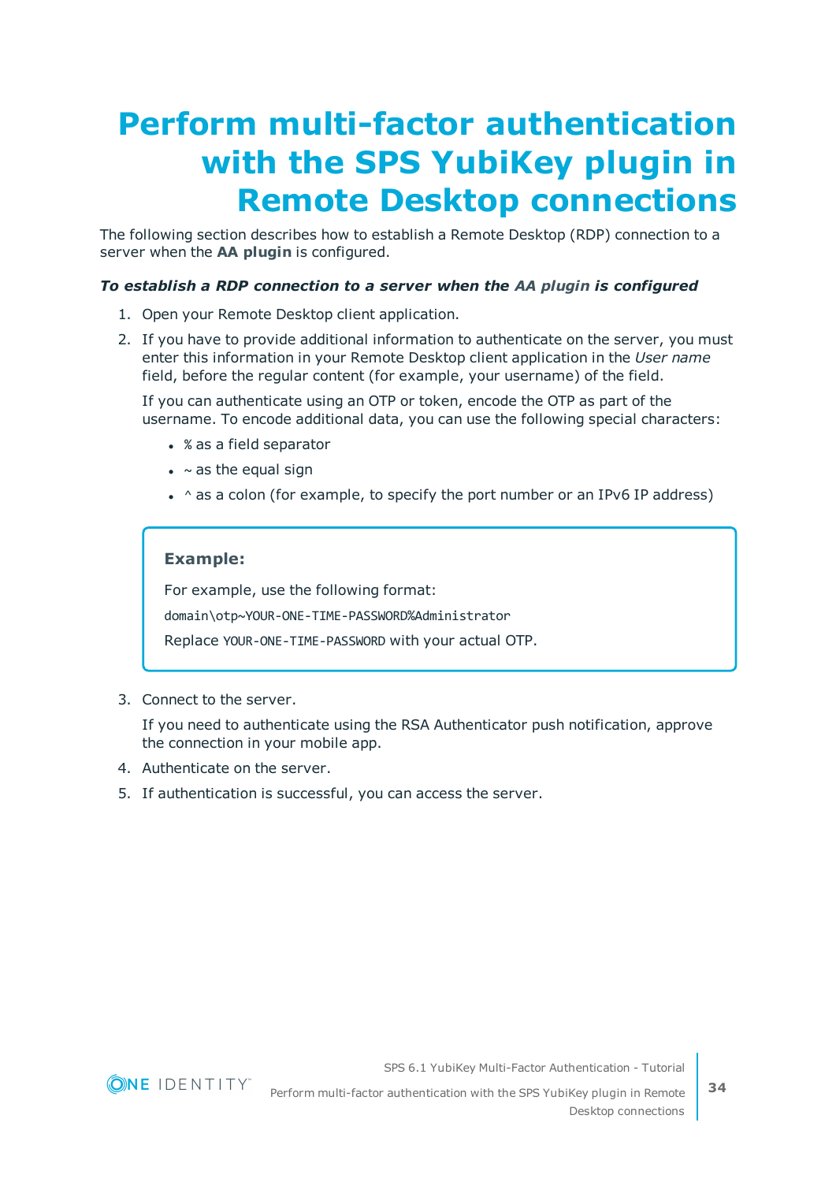# Perform multi-factor authentication with the SPS YubiKey plugin in Remote Desktop connections

The following section describes how to establish a Remote Desktop (RDP) connection to a server when the **AA plugin** is configured.

***To establish a RDP connection to a server when the AA plugin is configured***

1. Open your Remote Desktop client application.
2. If you have to provide additional information to authenticate on the server, you must enter this information in your Remote Desktop client application in the *User name* field, before the regular content (for example, your username) of the field.

   If you can authenticate using an OTP or token, encode the OTP as part of the username. To encode additional data, you can use the following special characters:

   - `%` as a field separator
   - `~` as the equal sign
   - `^` as a colon (for example, to specify the port number or an IPv6 IP address)

   > **Example:**
   >
   > For example, use the following format:
   >
   > `domain\otp~YOUR-ONE-TIME-PASSWORD%Administrator`
   >
   > Replace `YOUR-ONE-TIME-PASSWORD` with your actual OTP.

3. Connect to the server.

   If you need to authenticate using the RSA Authenticator push notification, approve the connection in your mobile app.

4. Authenticate on the server.
5. If authentication is successful, you can access the server.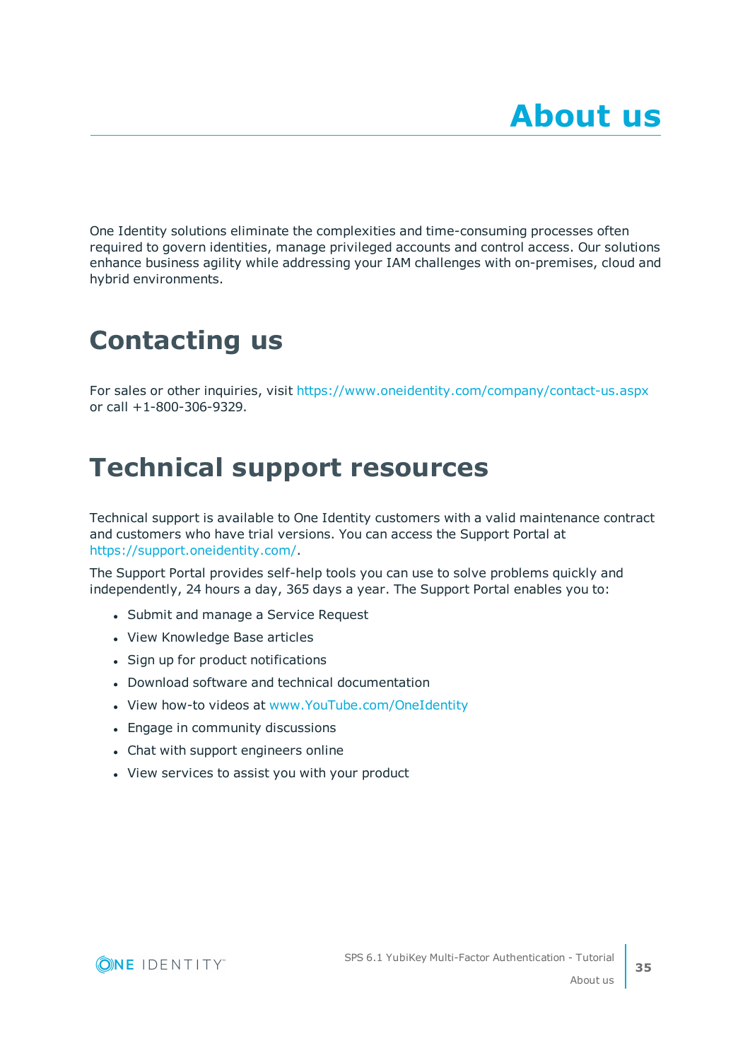# About us

One Identity solutions eliminate the complexities and time-consuming processes often required to govern identities, manage privileged accounts and control access. Our solutions enhance business agility while addressing your IAM challenges with on-premises, cloud and hybrid environments.

## Contacting us

For sales or other inquiries, visit https://www.oneidentity.com/company/contact-us.aspx or call +1-800-306-9329.

## Technical support resources

Technical support is available to One Identity customers with a valid maintenance contract and customers who have trial versions. You can access the Support Portal at https://support.oneidentity.com/.

The Support Portal provides self-help tools you can use to solve problems quickly and independently, 24 hours a day, 365 days a year. The Support Portal enables you to:

- Submit and manage a Service Request
- View Knowledge Base articles
- Sign up for product notifications
- Download software and technical documentation
- View how-to videos at www.YouTube.com/OneIdentity
- Engage in community discussions
- Chat with support engineers online
- View services to assist you with your product